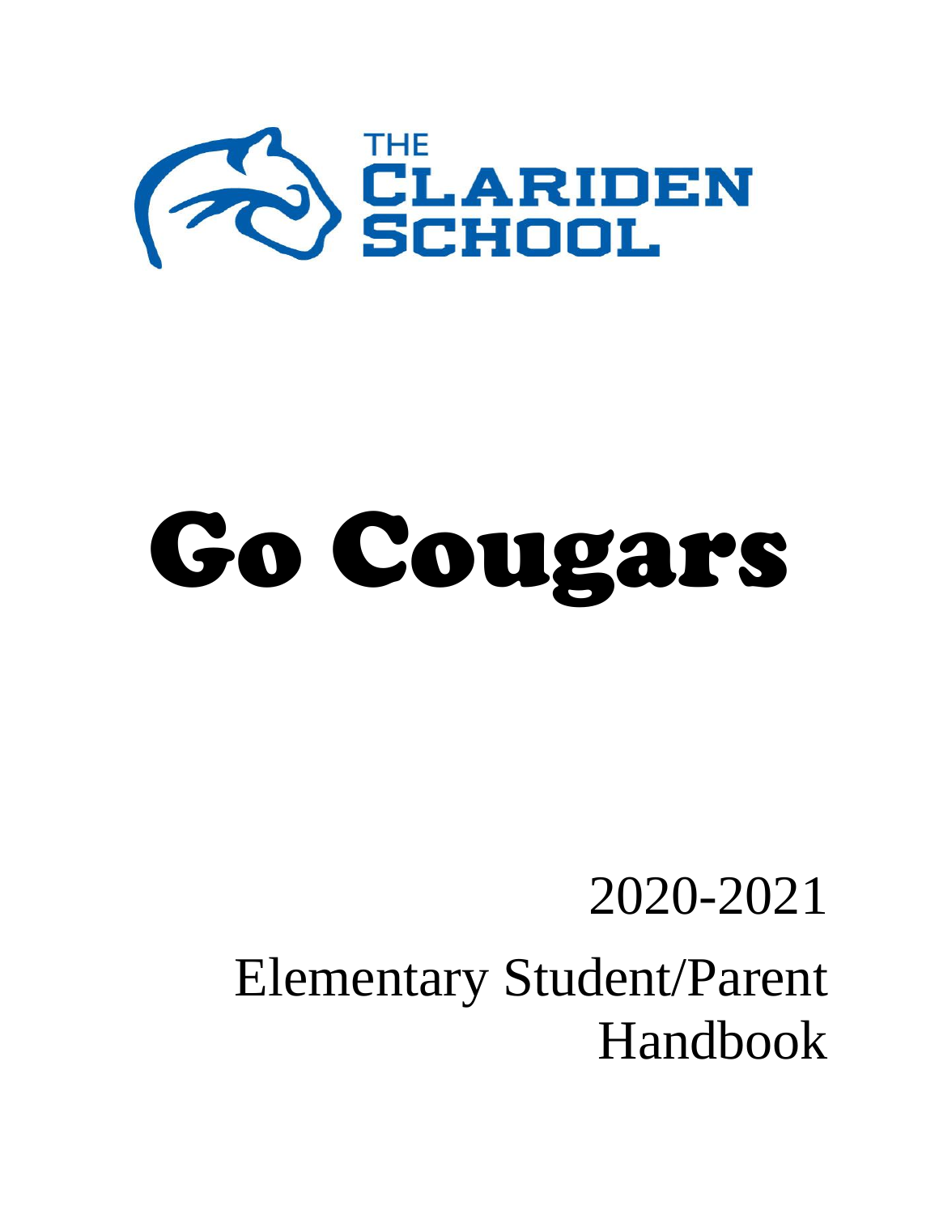THE
CLARIDEN
SCHOOL

# Go Cougars

2020-2021

Elementary Student/Parent Handbook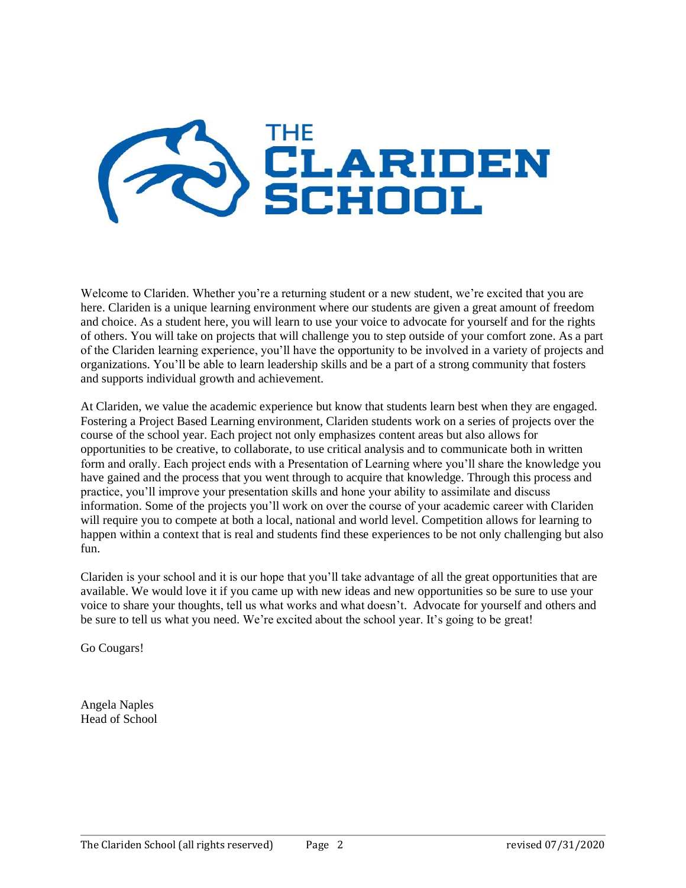# THE CLARIDEN SCHOOL

Welcome to Clariden. Whether you're a returning student or a new student, we're excited that you are here. Clariden is a unique learning environment where our students are given a great amount of freedom and choice. As a student here, you will learn to use your voice to advocate for yourself and for the rights of others. You will take on projects that will challenge you to step outside of your comfort zone. As a part of the Clariden learning experience, you'll have the opportunity to be involved in a variety of projects and organizations. You'll be able to learn leadership skills and be a part of a strong community that fosters and supports individual growth and achievement.

At Clariden, we value the academic experience but know that students learn best when they are engaged. Fostering a Project Based Learning environment, Clariden students work on a series of projects over the course of the school year. Each project not only emphasizes content areas but also allows for opportunities to be creative, to collaborate, to use critical analysis and to communicate both in written form and orally. Each project ends with a Presentation of Learning where you'll share the knowledge you have gained and the process that you went through to acquire that knowledge. Through this process and practice, you'll improve your presentation skills and hone your ability to assimilate and discuss information. Some of the projects you'll work on over the course of your academic career with Clariden will require you to compete at both a local, national and world level. Competition allows for learning to happen within a context that is real and students find these experiences to be not only challenging but also fun.

Clariden is your school and it is our hope that you'll take advantage of all the great opportunities that are available. We would love it if you came up with new ideas and new opportunities so be sure to use your voice to share your thoughts, tell us what works and what doesn't. Advocate for yourself and others and be sure to tell us what you need. We're excited about the school year. It's going to be great!

Go Cougars!

Angela Naples
Head of School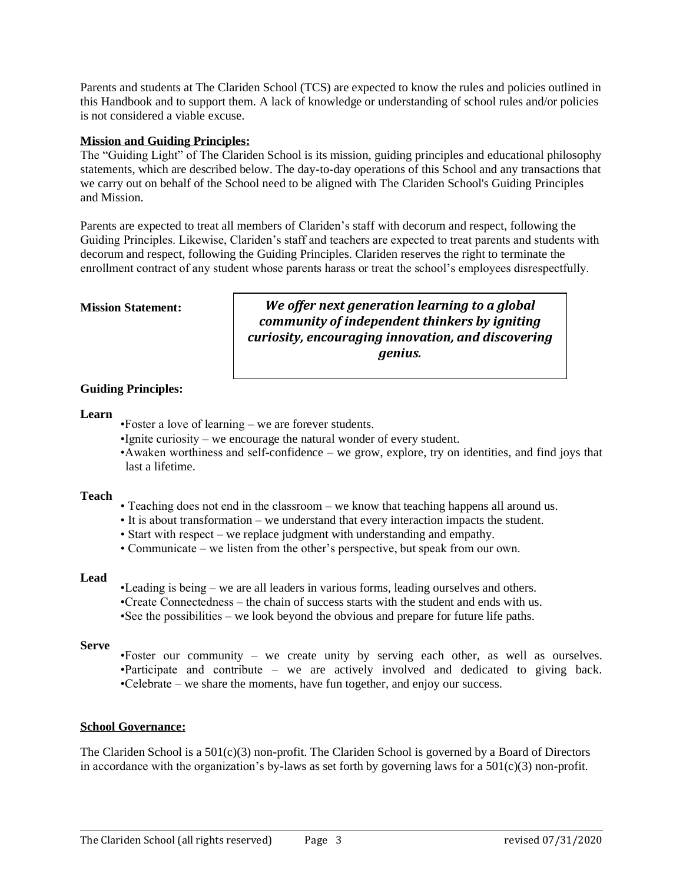Parents and students at The Clariden School (TCS) are expected to know the rules and policies outlined in this Handbook and to support them. A lack of knowledge or understanding of school rules and/or policies is not considered a viable excuse.

**Mission and Guiding Principles:**

The "Guiding Light" of The Clariden School is its mission, guiding principles and educational philosophy statements, which are described below. The day-to-day operations of this School and any transactions that we carry out on behalf of the School need to be aligned with The Clariden School's Guiding Principles and Mission.

Parents are expected to treat all members of Clariden's staff with decorum and respect, following the Guiding Principles. Likewise, Clariden's staff and teachers are expected to treat parents and students with decorum and respect, following the Guiding Principles. Clariden reserves the right to terminate the enrollment contract of any student whose parents harass or treat the school's employees disrespectfully.

**Mission Statement:**

> ***We offer next generation learning to a global community of independent thinkers by igniting curiosity, encouraging innovation, and discovering genius.***

**Guiding Principles:**

**Learn**

- Foster a love of learning – we are forever students.
- Ignite curiosity – we encourage the natural wonder of every student.
- Awaken worthiness and self-confidence – we grow, explore, try on identities, and find joys that last a lifetime.

**Teach**

- Teaching does not end in the classroom – we know that teaching happens all around us.
- It is about transformation – we understand that every interaction impacts the student.
- Start with respect – we replace judgment with understanding and empathy.
- Communicate – we listen from the other's perspective, but speak from our own.

**Lead**

- Leading is being – we are all leaders in various forms, leading ourselves and others.
- Create Connectedness – the chain of success starts with the student and ends with us.
- See the possibilities – we look beyond the obvious and prepare for future life paths.

**Serve**

- Foster our community – we create unity by serving each other, as well as ourselves.
- Participate and contribute – we are actively involved and dedicated to giving back.
- Celebrate – we share the moments, have fun together, and enjoy our success.

**School Governance:**

The Clariden School is a 501(c)(3) non-profit. The Clariden School is governed by a Board of Directors in accordance with the organization's by-laws as set forth by governing laws for a 501(c)(3) non-profit.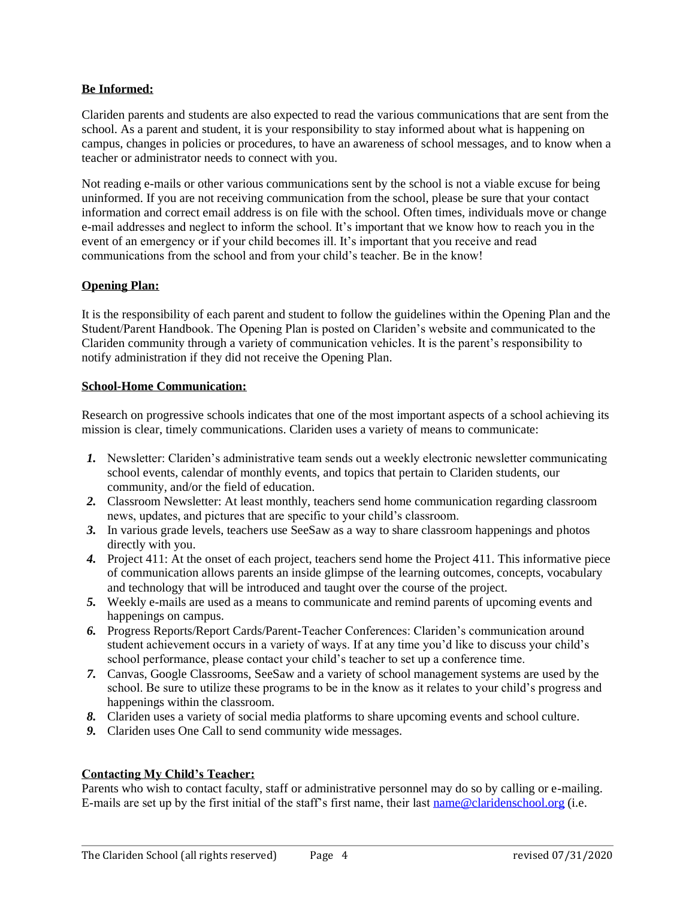**Be Informed:**

Clariden parents and students are also expected to read the various communications that are sent from the school. As a parent and student, it is your responsibility to stay informed about what is happening on campus, changes in policies or procedures, to have an awareness of school messages, and to know when a teacher or administrator needs to connect with you.

Not reading e-mails or other various communications sent by the school is not a viable excuse for being uninformed. If you are not receiving communication from the school, please be sure that your contact information and correct email address is on file with the school. Often times, individuals move or change e-mail addresses and neglect to inform the school. It's important that we know how to reach you in the event of an emergency or if your child becomes ill. It's important that you receive and read communications from the school and from your child's teacher. Be in the know!

**Opening Plan:**

It is the responsibility of each parent and student to follow the guidelines within the Opening Plan and the Student/Parent Handbook. The Opening Plan is posted on Clariden's website and communicated to the Clariden community through a variety of communication vehicles. It is the parent's responsibility to notify administration if they did not receive the Opening Plan.

**School-Home Communication:**

Research on progressive schools indicates that one of the most important aspects of a school achieving its mission is clear, timely communications. Clariden uses a variety of means to communicate:

1. Newsletter: Clariden's administrative team sends out a weekly electronic newsletter communicating school events, calendar of monthly events, and topics that pertain to Clariden students, our community, and/or the field of education.
2. Classroom Newsletter: At least monthly, teachers send home communication regarding classroom news, updates, and pictures that are specific to your child's classroom.
3. In various grade levels, teachers use SeeSaw as a way to share classroom happenings and photos directly with you.
4. Project 411: At the onset of each project, teachers send home the Project 411. This informative piece of communication allows parents an inside glimpse of the learning outcomes, concepts, vocabulary and technology that will be introduced and taught over the course of the project.
5. Weekly e-mails are used as a means to communicate and remind parents of upcoming events and happenings on campus.
6. Progress Reports/Report Cards/Parent-Teacher Conferences: Clariden's communication around student achievement occurs in a variety of ways. If at any time you'd like to discuss your child's school performance, please contact your child's teacher to set up a conference time.
7. Canvas, Google Classrooms, SeeSaw and a variety of school management systems are used by the school. Be sure to utilize these programs to be in the know as it relates to your child's progress and happenings within the classroom.
8. Clariden uses a variety of social media platforms to share upcoming events and school culture.
9. Clariden uses One Call to send community wide messages.

**Contacting My Child's Teacher:**

Parents who wish to contact faculty, staff or administrative personnel may do so by calling or e-mailing. E-mails are set up by the first initial of the staff's first name, their last name@claridenschool.org (i.e.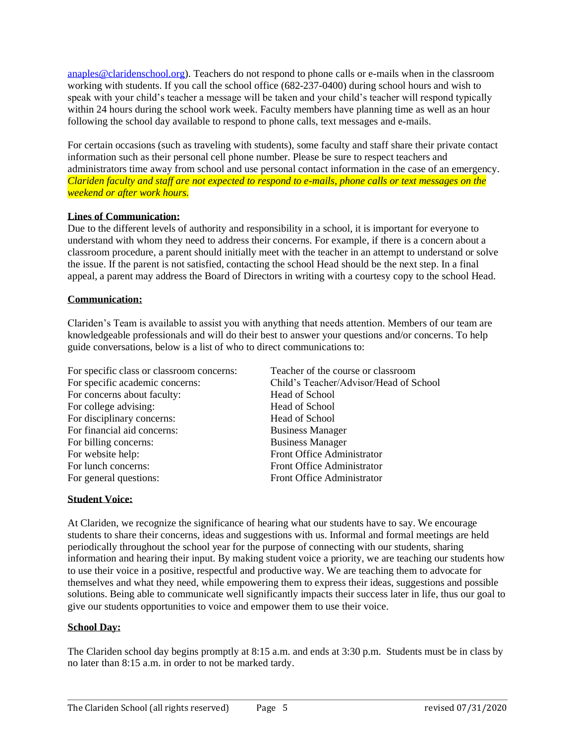anaples@claridenschool.org). Teachers do not respond to phone calls or e-mails when in the classroom working with students. If you call the school office (682-237-0400) during school hours and wish to speak with your child's teacher a message will be taken and your child's teacher will respond typically within 24 hours during the school work week. Faculty members have planning time as well as an hour following the school day available to respond to phone calls, text messages and e-mails.

For certain occasions (such as traveling with students), some faculty and staff share their private contact information such as their personal cell phone number. Please be sure to respect teachers and administrators time away from school and use personal contact information in the case of an emergency. *Clariden faculty and staff are not expected to respond to e-mails, phone calls or text messages on the weekend or after work hours.*

**Lines of Communication:**

Due to the different levels of authority and responsibility in a school, it is important for everyone to understand with whom they need to address their concerns. For example, if there is a concern about a classroom procedure, a parent should initially meet with the teacher in an attempt to understand or solve the issue. If the parent is not satisfied, contacting the school Head should be the next step. In a final appeal, a parent may address the Board of Directors in writing with a courtesy copy to the school Head.

**Communication:**

Clariden's Team is available to assist you with anything that needs attention. Members of our team are knowledgeable professionals and will do their best to answer your questions and/or concerns. To help guide conversations, below is a list of who to direct communications to:

| | |
|---|---|
| For specific class or classroom concerns: | Teacher of the course or classroom |
| For specific academic concerns: | Child's Teacher/Advisor/Head of School |
| For concerns about faculty: | Head of School |
| For college advising: | Head of School |
| For disciplinary concerns: | Head of School |
| For financial aid concerns: | Business Manager |
| For billing concerns: | Business Manager |
| For website help: | Front Office Administrator |
| For lunch concerns: | Front Office Administrator |
| For general questions: | Front Office Administrator |

**Student Voice:**

At Clariden, we recognize the significance of hearing what our students have to say. We encourage students to share their concerns, ideas and suggestions with us. Informal and formal meetings are held periodically throughout the school year for the purpose of connecting with our students, sharing information and hearing their input. By making student voice a priority, we are teaching our students how to use their voice in a positive, respectful and productive way. We are teaching them to advocate for themselves and what they need, while empowering them to express their ideas, suggestions and possible solutions. Being able to communicate well significantly impacts their success later in life, thus our goal to give our students opportunities to voice and empower them to use their voice.

**School Day:**

The Clariden school day begins promptly at 8:15 a.m. and ends at 3:30 p.m. Students must be in class by no later than 8:15 a.m. in order to not be marked tardy.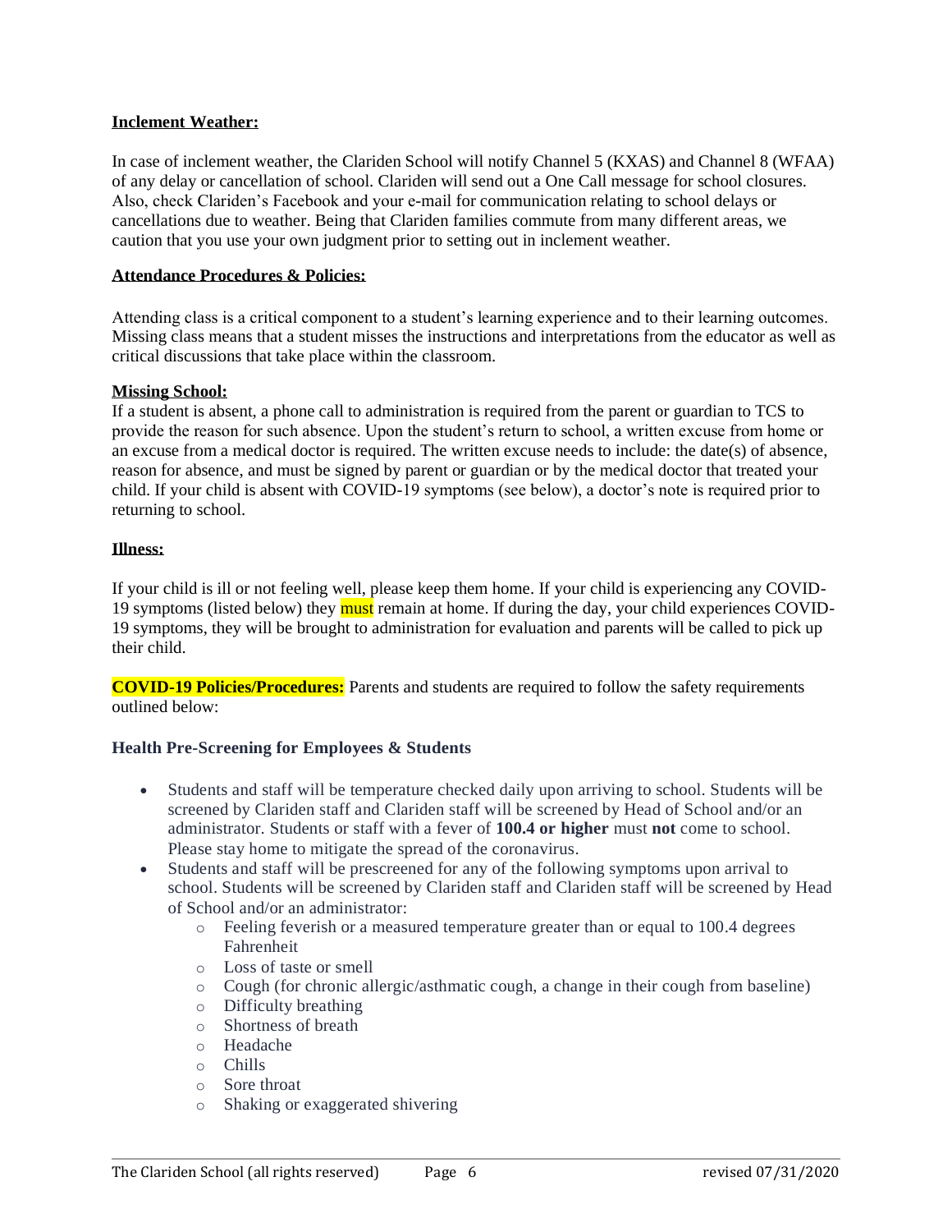**Inclement Weather:**

In case of inclement weather, the Clariden School will notify Channel 5 (KXAS) and Channel 8 (WFAA) of any delay or cancellation of school. Clariden will send out a One Call message for school closures. Also, check Clariden's Facebook and your e-mail for communication relating to school delays or cancellations due to weather. Being that Clariden families commute from many different areas, we caution that you use your own judgment prior to setting out in inclement weather.

**Attendance Procedures & Policies:**

Attending class is a critical component to a student's learning experience and to their learning outcomes. Missing class means that a student misses the instructions and interpretations from the educator as well as critical discussions that take place within the classroom.

**Missing School:**

If a student is absent, a phone call to administration is required from the parent or guardian to TCS to provide the reason for such absence. Upon the student's return to school, a written excuse from home or an excuse from a medical doctor is required. The written excuse needs to include: the date(s) of absence, reason for absence, and must be signed by parent or guardian or by the medical doctor that treated your child. If your child is absent with COVID-19 symptoms (see below), a doctor's note is required prior to returning to school.

**Illness:**

If your child is ill or not feeling well, please keep them home. If your child is experiencing any COVID-19 symptoms (listed below) they must remain at home. If during the day, your child experiences COVID-19 symptoms, they will be brought to administration for evaluation and parents will be called to pick up their child.

**COVID-19 Policies/Procedures:** Parents and students are required to follow the safety requirements outlined below:

**Health Pre-Screening for Employees & Students**

- Students and staff will be temperature checked daily upon arriving to school. Students will be screened by Clariden staff and Clariden staff will be screened by Head of School and/or an administrator. Students or staff with a fever of **100.4 or higher** must **not** come to school. Please stay home to mitigate the spread of the coronavirus.
- Students and staff will be prescreened for any of the following symptoms upon arrival to school. Students will be screened by Clariden staff and Clariden staff will be screened by Head of School and/or an administrator:
  - Feeling feverish or a measured temperature greater than or equal to 100.4 degrees Fahrenheit
  - Loss of taste or smell
  - Cough (for chronic allergic/asthmatic cough, a change in their cough from baseline)
  - Difficulty breathing
  - Shortness of breath
  - Headache
  - Chills
  - Sore throat
  - Shaking or exaggerated shivering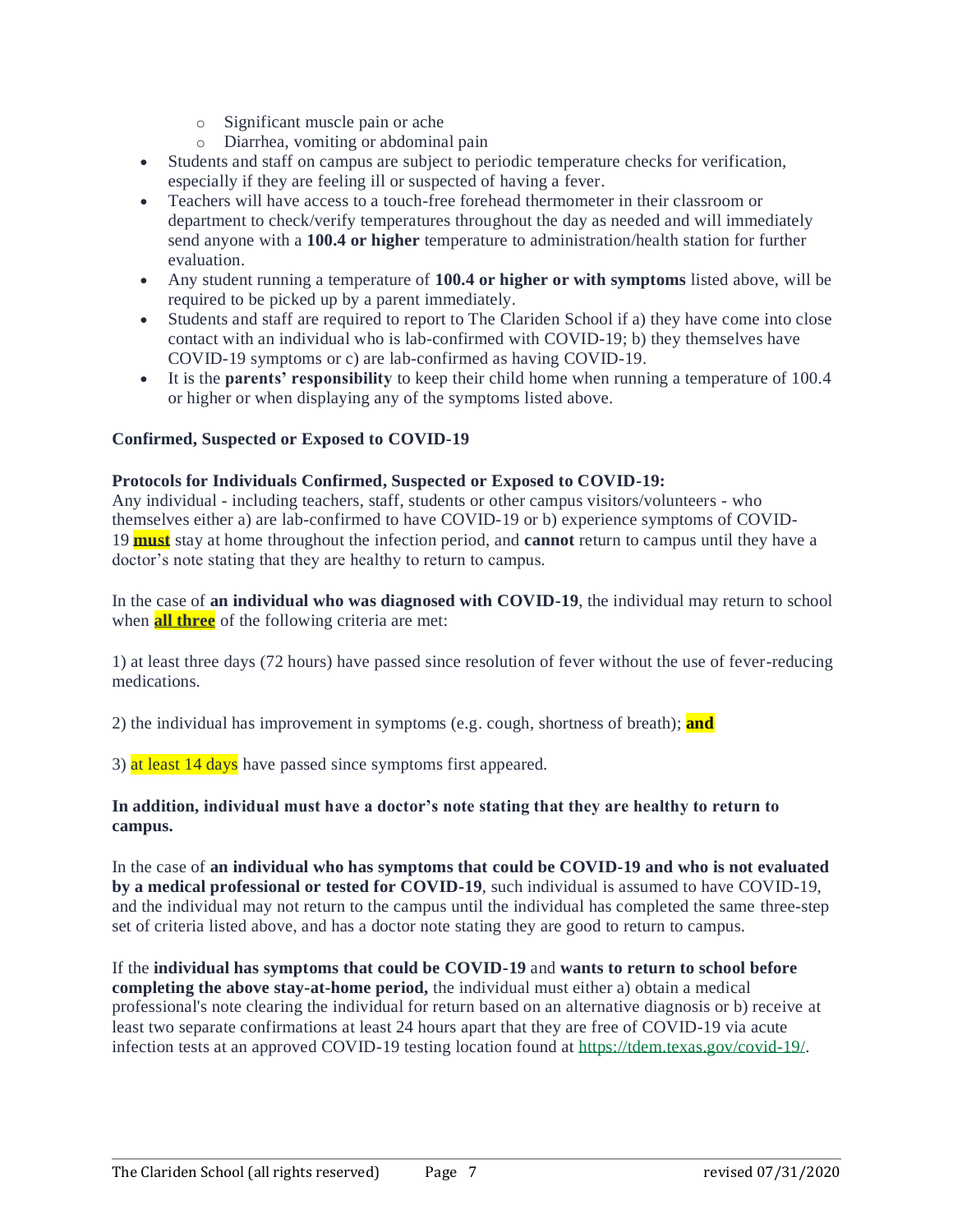- Significant muscle pain or ache
    - Diarrhea, vomiting or abdominal pain
- Students and staff on campus are subject to periodic temperature checks for verification, especially if they are feeling ill or suspected of having a fever.
- Teachers will have access to a touch-free forehead thermometer in their classroom or department to check/verify temperatures throughout the day as needed and will immediately send anyone with a **100.4 or higher** temperature to administration/health station for further evaluation.
- Any student running a temperature of **100.4 or higher or with symptoms** listed above, will be required to be picked up by a parent immediately.
- Students and staff are required to report to The Clariden School if a) they have come into close contact with an individual who is lab-confirmed with COVID-19; b) they themselves have COVID-19 symptoms or c) are lab-confirmed as having COVID-19.
- It is the **parents' responsibility** to keep their child home when running a temperature of 100.4 or higher or when displaying any of the symptoms listed above.

**Confirmed, Suspected or Exposed to COVID-19**

**Protocols for Individuals Confirmed, Suspected or Exposed to COVID-19:**
Any individual - including teachers, staff, students or other campus visitors/volunteers - who themselves either a) are lab-confirmed to have COVID-19 or b) experience symptoms of COVID-19 **must** stay at home throughout the infection period, and **cannot** return to campus until they have a doctor's note stating that they are healthy to return to campus.

In the case of **an individual who was diagnosed with COVID-19**, the individual may return to school when **all three** of the following criteria are met:

1) at least three days (72 hours) have passed since resolution of fever without the use of fever-reducing medications.

2) the individual has improvement in symptoms (e.g. cough, shortness of breath); **and**

3) at least 14 days have passed since symptoms first appeared.

**In addition, individual must have a doctor's note stating that they are healthy to return to campus.**

In the case of **an individual who has symptoms that could be COVID-19 and who is not evaluated by a medical professional or tested for COVID-19**, such individual is assumed to have COVID-19, and the individual may not return to the campus until the individual has completed the same three-step set of criteria listed above, and has a doctor note stating they are good to return to campus.

If the **individual has symptoms that could be COVID-19** and **wants to return to school before completing the above stay-at-home period,** the individual must either a) obtain a medical professional's note clearing the individual for return based on an alternative diagnosis or b) receive at least two separate confirmations at least 24 hours apart that they are free of COVID-19 via acute infection tests at an approved COVID-19 testing location found at https://tdem.texas.gov/covid-19/.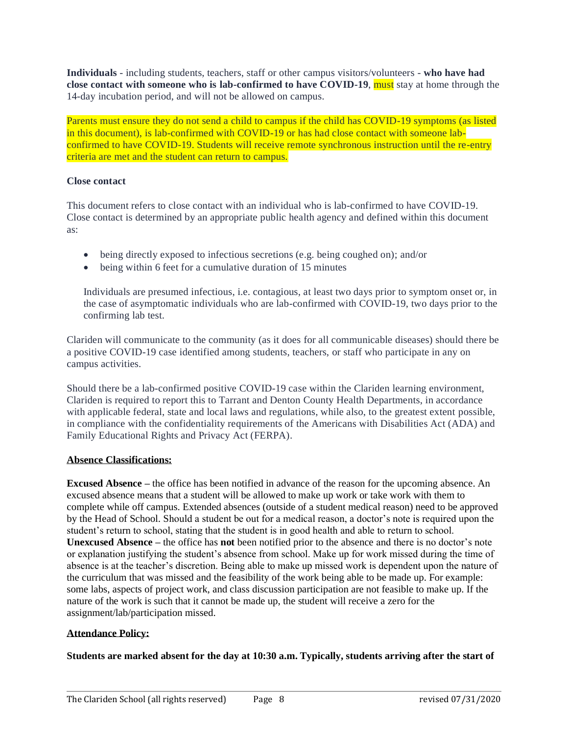**Individuals** - including students, teachers, staff or other campus visitors/volunteers - **who have had close contact with someone who is lab-confirmed to have COVID-19**, must stay at home through the 14-day incubation period, and will not be allowed on campus.

Parents must ensure they do not send a child to campus if the child has COVID-19 symptoms (as listed in this document), is lab-confirmed with COVID-19 or has had close contact with someone lab-confirmed to have COVID-19. Students will receive remote synchronous instruction until the re-entry criteria are met and the student can return to campus.

**Close contact**

This document refers to close contact with an individual who is lab-confirmed to have COVID-19. Close contact is determined by an appropriate public health agency and defined within this document as:

- being directly exposed to infectious secretions (e.g. being coughed on); and/or
- being within 6 feet for a cumulative duration of 15 minutes

Individuals are presumed infectious, i.e. contagious, at least two days prior to symptom onset or, in the case of asymptomatic individuals who are lab-confirmed with COVID-19, two days prior to the confirming lab test.

Clariden will communicate to the community (as it does for all communicable diseases) should there be a positive COVID-19 case identified among students, teachers, or staff who participate in any on campus activities.

Should there be a lab-confirmed positive COVID-19 case within the Clariden learning environment, Clariden is required to report this to Tarrant and Denton County Health Departments, in accordance with applicable federal, state and local laws and regulations, while also, to the greatest extent possible, in compliance with the confidentiality requirements of the Americans with Disabilities Act (ADA) and Family Educational Rights and Privacy Act (FERPA).

**Absence Classifications:**

**Excused Absence** – the office has been notified in advance of the reason for the upcoming absence. An excused absence means that a student will be allowed to make up work or take work with them to complete while off campus. Extended absences (outside of a student medical reason) need to be approved by the Head of School. Should a student be out for a medical reason, a doctor's note is required upon the student's return to school, stating that the student is in good health and able to return to school.
**Unexcused Absence** – the office has **not** been notified prior to the absence and there is no doctor's note or explanation justifying the student's absence from school. Make up for work missed during the time of absence is at the teacher's discretion. Being able to make up missed work is dependent upon the nature of the curriculum that was missed and the feasibility of the work being able to be made up. For example: some labs, aspects of project work, and class discussion participation are not feasible to make up. If the nature of the work is such that it cannot be made up, the student will receive a zero for the assignment/lab/participation missed.

**Attendance Policy:**

**Students are marked absent for the day at 10:30 a.m. Typically, students arriving after the start of**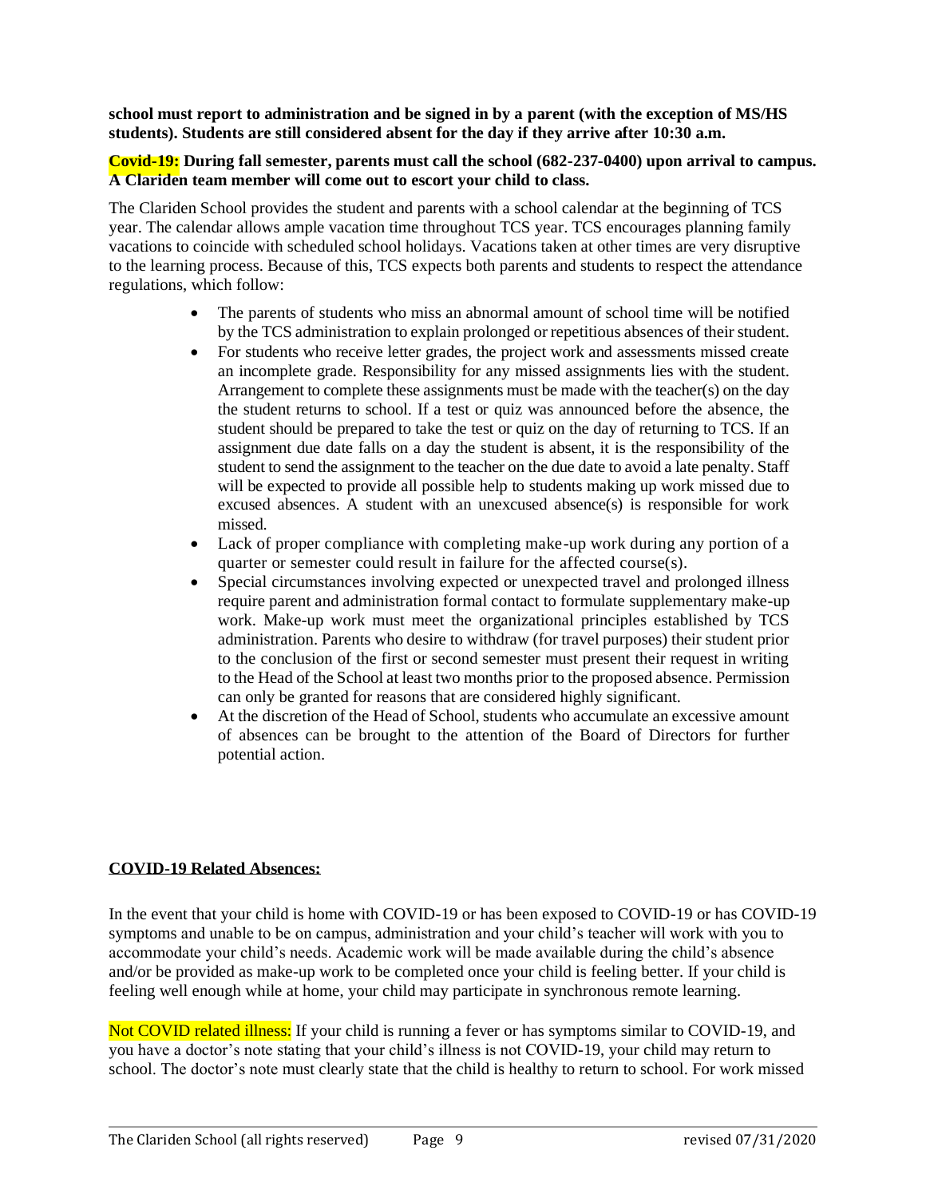**school must report to administration and be signed in by a parent (with the exception of MS/HS students). Students are still considered absent for the day if they arrive after 10:30 a.m.**

**Covid-19: During fall semester, parents must call the school (682-237-0400) upon arrival to campus. A Clariden team member will come out to escort your child to class.**

The Clariden School provides the student and parents with a school calendar at the beginning of TCS year. The calendar allows ample vacation time throughout TCS year. TCS encourages planning family vacations to coincide with scheduled school holidays. Vacations taken at other times are very disruptive to the learning process. Because of this, TCS expects both parents and students to respect the attendance regulations, which follow:

- The parents of students who miss an abnormal amount of school time will be notified by the TCS administration to explain prolonged or repetitious absences of their student.
- For students who receive letter grades, the project work and assessments missed create an incomplete grade. Responsibility for any missed assignments lies with the student. Arrangement to complete these assignments must be made with the teacher(s) on the day the student returns to school. If a test or quiz was announced before the absence, the student should be prepared to take the test or quiz on the day of returning to TCS. If an assignment due date falls on a day the student is absent, it is the responsibility of the student to send the assignment to the teacher on the due date to avoid a late penalty. Staff will be expected to provide all possible help to students making up work missed due to excused absences. A student with an unexcused absence(s) is responsible for work missed.
- Lack of proper compliance with completing make-up work during any portion of a quarter or semester could result in failure for the affected course(s).
- Special circumstances involving expected or unexpected travel and prolonged illness require parent and administration formal contact to formulate supplementary make-up work. Make-up work must meet the organizational principles established by TCS administration. Parents who desire to withdraw (for travel purposes) their student prior to the conclusion of the first or second semester must present their request in writing to the Head of the School at least two months prior to the proposed absence. Permission can only be granted for reasons that are considered highly significant.
- At the discretion of the Head of School, students who accumulate an excessive amount of absences can be brought to the attention of the Board of Directors for further potential action.

**COVID-19 Related Absences:**

In the event that your child is home with COVID-19 or has been exposed to COVID-19 or has COVID-19 symptoms and unable to be on campus, administration and your child's teacher will work with you to accommodate your child's needs. Academic work will be made available during the child's absence and/or be provided as make-up work to be completed once your child is feeling better. If your child is feeling well enough while at home, your child may participate in synchronous remote learning.

Not COVID related illness: If your child is running a fever or has symptoms similar to COVID-19, and you have a doctor's note stating that your child's illness is not COVID-19, your child may return to school. The doctor's note must clearly state that the child is healthy to return to school. For work missed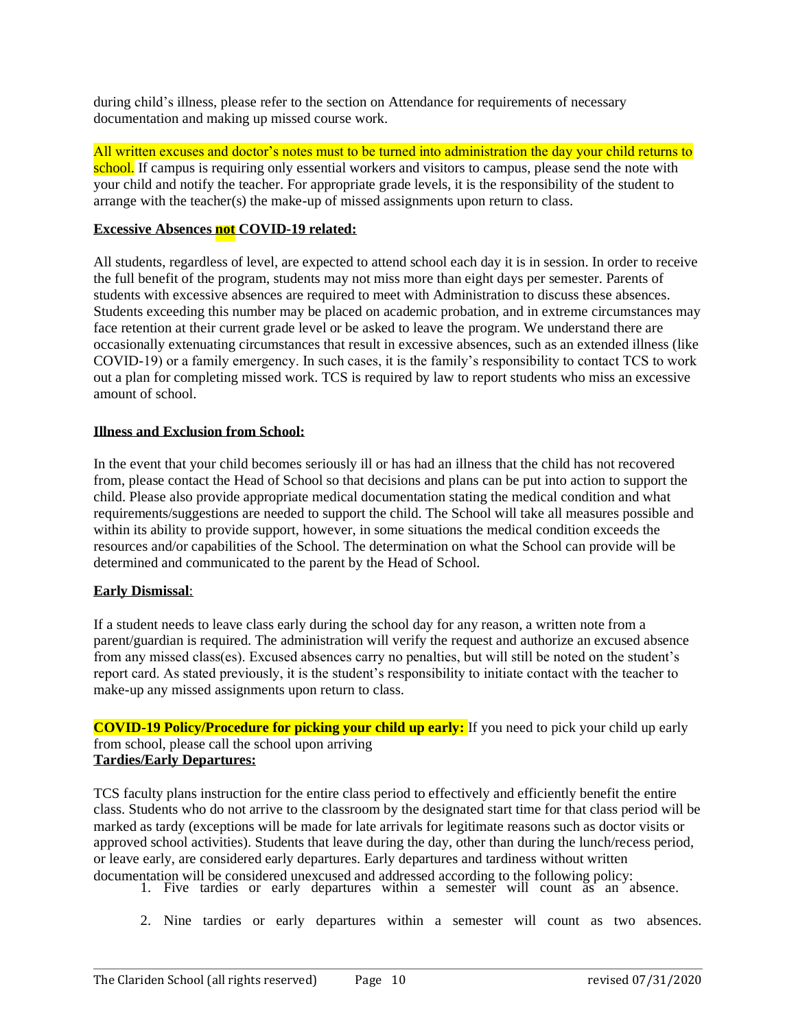during child's illness, please refer to the section on Attendance for requirements of necessary documentation and making up missed course work.

All written excuses and doctor's notes must to be turned into administration the day your child returns to school. If campus is requiring only essential workers and visitors to campus, please send the note with your child and notify the teacher. For appropriate grade levels, it is the responsibility of the student to arrange with the teacher(s) the make-up of missed assignments upon return to class.

**Excessive Absences not COVID-19 related:**

All students, regardless of level, are expected to attend school each day it is in session. In order to receive the full benefit of the program, students may not miss more than eight days per semester. Parents of students with excessive absences are required to meet with Administration to discuss these absences. Students exceeding this number may be placed on academic probation, and in extreme circumstances may face retention at their current grade level or be asked to leave the program. We understand there are occasionally extenuating circumstances that result in excessive absences, such as an extended illness (like COVID-19) or a family emergency. In such cases, it is the family's responsibility to contact TCS to work out a plan for completing missed work. TCS is required by law to report students who miss an excessive amount of school.

**Illness and Exclusion from School:**

In the event that your child becomes seriously ill or has had an illness that the child has not recovered from, please contact the Head of School so that decisions and plans can be put into action to support the child. Please also provide appropriate medical documentation stating the medical condition and what requirements/suggestions are needed to support the child. The School will take all measures possible and within its ability to provide support, however, in some situations the medical condition exceeds the resources and/or capabilities of the School. The determination on what the School can provide will be determined and communicated to the parent by the Head of School.

**Early Dismissal**:

If a student needs to leave class early during the school day for any reason, a written note from a parent/guardian is required. The administration will verify the request and authorize an excused absence from any missed class(es). Excused absences carry no penalties, but will still be noted on the student's report card. As stated previously, it is the student's responsibility to initiate contact with the teacher to make-up any missed assignments upon return to class.

**COVID-19 Policy/Procedure for picking your child up early:** If you need to pick your child up early from school, please call the school upon arriving

**Tardies/Early Departures:**

TCS faculty plans instruction for the entire class period to effectively and efficiently benefit the entire class. Students who do not arrive to the classroom by the designated start time for that class period will be marked as tardy (exceptions will be made for late arrivals for legitimate reasons such as doctor visits or approved school activities). Students that leave during the day, other than during the lunch/recess period, or leave early, are considered early departures. Early departures and tardiness without written documentation will be considered unexcused and addressed according to the following policy:

1. Five tardies or early departures within a semester will count as an absence.
2. Nine tardies or early departures within a semester will count as two absences.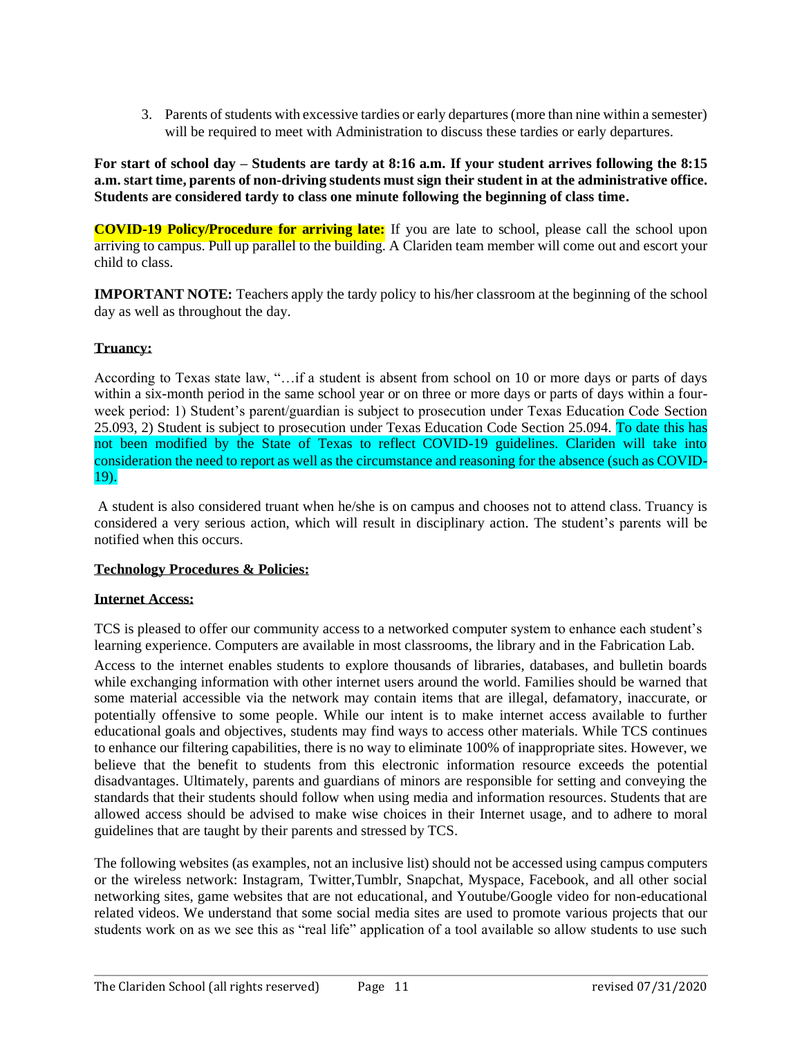3. Parents of students with excessive tardies or early departures (more than nine within a semester) will be required to meet with Administration to discuss these tardies or early departures.

**For start of school day – Students are tardy at 8:16 a.m. If your student arrives following the 8:15 a.m. start time, parents of non-driving students must sign their student in at the administrative office. Students are considered tardy to class one minute following the beginning of class time.**

**COVID-19 Policy/Procedure for arriving late:** If you are late to school, please call the school upon arriving to campus. Pull up parallel to the building. A Clariden team member will come out and escort your child to class.

**IMPORTANT NOTE:** Teachers apply the tardy policy to his/her classroom at the beginning of the school day as well as throughout the day.

**Truancy:**

According to Texas state law, "…if a student is absent from school on 10 or more days or parts of days within a six-month period in the same school year or on three or more days or parts of days within a four-week period: 1) Student's parent/guardian is subject to prosecution under Texas Education Code Section 25.093, 2) Student is subject to prosecution under Texas Education Code Section 25.094. To date this has not been modified by the State of Texas to reflect COVID-19 guidelines. Clariden will take into consideration the need to report as well as the circumstance and reasoning for the absence (such as COVID-19).

A student is also considered truant when he/she is on campus and chooses not to attend class. Truancy is considered a very serious action, which will result in disciplinary action. The student's parents will be notified when this occurs.

**Technology Procedures & Policies:**

**Internet Access:**

TCS is pleased to offer our community access to a networked computer system to enhance each student's learning experience. Computers are available in most classrooms, the library and in the Fabrication Lab.

Access to the internet enables students to explore thousands of libraries, databases, and bulletin boards while exchanging information with other internet users around the world. Families should be warned that some material accessible via the network may contain items that are illegal, defamatory, inaccurate, or potentially offensive to some people. While our intent is to make internet access available to further educational goals and objectives, students may find ways to access other materials. While TCS continues to enhance our filtering capabilities, there is no way to eliminate 100% of inappropriate sites. However, we believe that the benefit to students from this electronic information resource exceeds the potential disadvantages. Ultimately, parents and guardians of minors are responsible for setting and conveying the standards that their students should follow when using media and information resources. Students that are allowed access should be advised to make wise choices in their Internet usage, and to adhere to moral guidelines that are taught by their parents and stressed by TCS.

The following websites (as examples, not an inclusive list) should not be accessed using campus computers or the wireless network: Instagram, Twitter,Tumblr, Snapchat, Myspace, Facebook, and all other social networking sites, game websites that are not educational, and Youtube/Google video for non-educational related videos. We understand that some social media sites are used to promote various projects that our students work on as we see this as "real life" application of a tool available so allow students to use such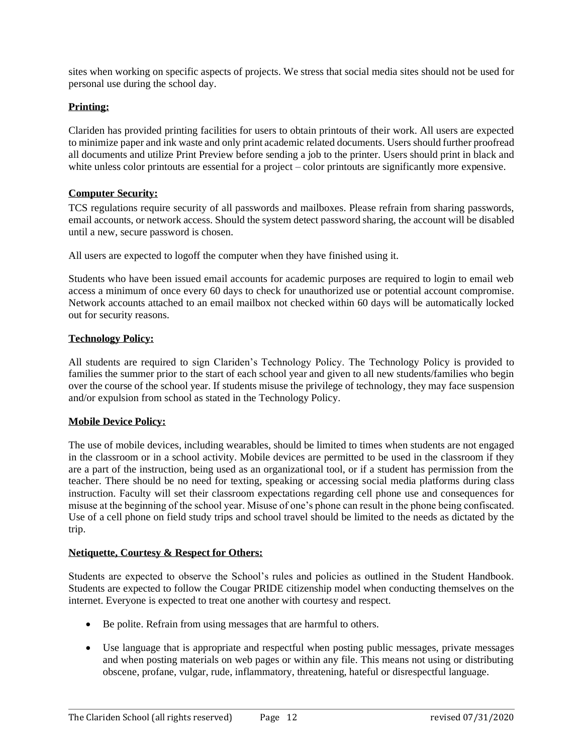sites when working on specific aspects of projects. We stress that social media sites should not be used for personal use during the school day.

**Printing:**

Clariden has provided printing facilities for users to obtain printouts of their work. All users are expected to minimize paper and ink waste and only print academic related documents. Users should further proofread all documents and utilize Print Preview before sending a job to the printer. Users should print in black and white unless color printouts are essential for a project – color printouts are significantly more expensive.

**Computer Security:**

TCS regulations require security of all passwords and mailboxes. Please refrain from sharing passwords, email accounts, or network access. Should the system detect password sharing, the account will be disabled until a new, secure password is chosen.

All users are expected to logoff the computer when they have finished using it.

Students who have been issued email accounts for academic purposes are required to login to email web access a minimum of once every 60 days to check for unauthorized use or potential account compromise. Network accounts attached to an email mailbox not checked within 60 days will be automatically locked out for security reasons.

**Technology Policy:**

All students are required to sign Clariden's Technology Policy. The Technology Policy is provided to families the summer prior to the start of each school year and given to all new students/families who begin over the course of the school year. If students misuse the privilege of technology, they may face suspension and/or expulsion from school as stated in the Technology Policy.

**Mobile Device Policy:**

The use of mobile devices, including wearables, should be limited to times when students are not engaged in the classroom or in a school activity. Mobile devices are permitted to be used in the classroom if they are a part of the instruction, being used as an organizational tool, or if a student has permission from the teacher. There should be no need for texting, speaking or accessing social media platforms during class instruction. Faculty will set their classroom expectations regarding cell phone use and consequences for misuse at the beginning of the school year. Misuse of one's phone can result in the phone being confiscated. Use of a cell phone on field study trips and school travel should be limited to the needs as dictated by the trip.

**Netiquette, Courtesy & Respect for Others:**

Students are expected to observe the School's rules and policies as outlined in the Student Handbook. Students are expected to follow the Cougar PRIDE citizenship model when conducting themselves on the internet. Everyone is expected to treat one another with courtesy and respect.

- Be polite. Refrain from using messages that are harmful to others.
- Use language that is appropriate and respectful when posting public messages, private messages and when posting materials on web pages or within any file. This means not using or distributing obscene, profane, vulgar, rude, inflammatory, threatening, hateful or disrespectful language.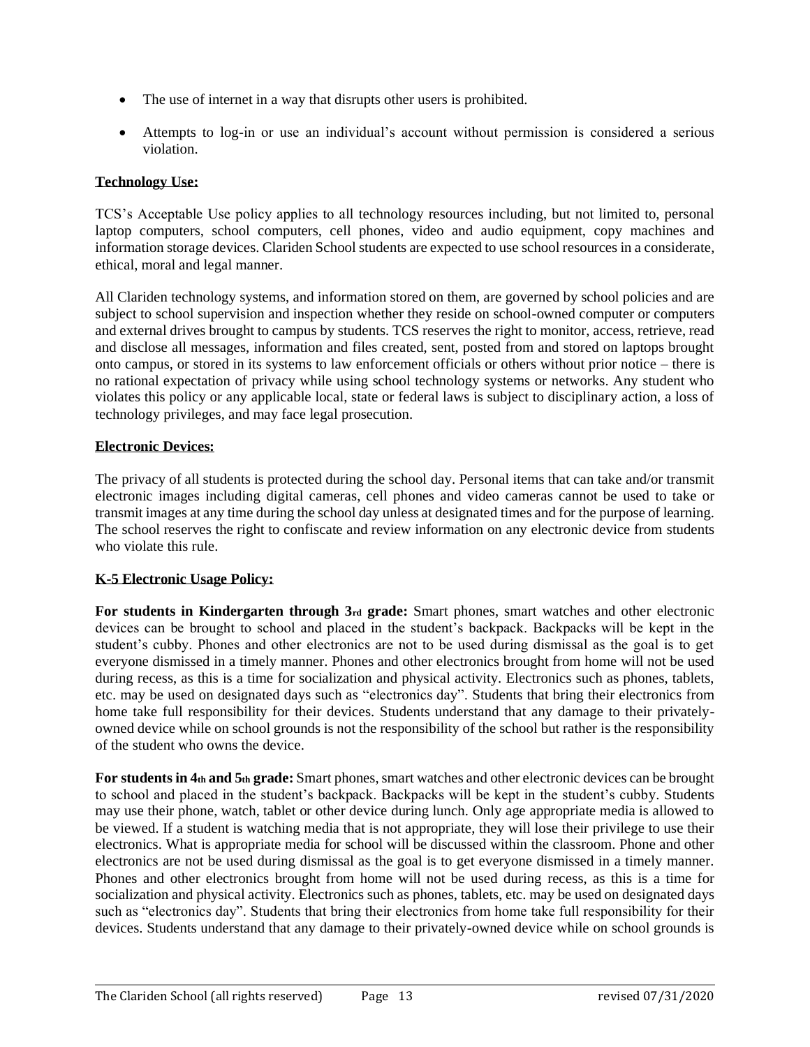- The use of internet in a way that disrupts other users is prohibited.
- Attempts to log-in or use an individual's account without permission is considered a serious violation.

**Technology Use:**

TCS's Acceptable Use policy applies to all technology resources including, but not limited to, personal laptop computers, school computers, cell phones, video and audio equipment, copy machines and information storage devices. Clariden School students are expected to use school resources in a considerate, ethical, moral and legal manner.

All Clariden technology systems, and information stored on them, are governed by school policies and are subject to school supervision and inspection whether they reside on school-owned computer or computers and external drives brought to campus by students. TCS reserves the right to monitor, access, retrieve, read and disclose all messages, information and files created, sent, posted from and stored on laptops brought onto campus, or stored in its systems to law enforcement officials or others without prior notice – there is no rational expectation of privacy while using school technology systems or networks. Any student who violates this policy or any applicable local, state or federal laws is subject to disciplinary action, a loss of technology privileges, and may face legal prosecution.

**Electronic Devices:**

The privacy of all students is protected during the school day. Personal items that can take and/or transmit electronic images including digital cameras, cell phones and video cameras cannot be used to take or transmit images at any time during the school day unless at designated times and for the purpose of learning. The school reserves the right to confiscate and review information on any electronic device from students who violate this rule.

**K-5 Electronic Usage Policy:**

**For students in Kindergarten through 3rd grade:** Smart phones, smart watches and other electronic devices can be brought to school and placed in the student's backpack. Backpacks will be kept in the student's cubby. Phones and other electronics are not to be used during dismissal as the goal is to get everyone dismissed in a timely manner. Phones and other electronics brought from home will not be used during recess, as this is a time for socialization and physical activity. Electronics such as phones, tablets, etc. may be used on designated days such as "electronics day". Students that bring their electronics from home take full responsibility for their devices. Students understand that any damage to their privately-owned device while on school grounds is not the responsibility of the school but rather is the responsibility of the student who owns the device.

**For students in 4th and 5th grade:** Smart phones, smart watches and other electronic devices can be brought to school and placed in the student's backpack. Backpacks will be kept in the student's cubby. Students may use their phone, watch, tablet or other device during lunch. Only age appropriate media is allowed to be viewed. If a student is watching media that is not appropriate, they will lose their privilege to use their electronics. What is appropriate media for school will be discussed within the classroom. Phone and other electronics are not be used during dismissal as the goal is to get everyone dismissed in a timely manner. Phones and other electronics brought from home will not be used during recess, as this is a time for socialization and physical activity. Electronics such as phones, tablets, etc. may be used on designated days such as "electronics day". Students that bring their electronics from home take full responsibility for their devices. Students understand that any damage to their privately-owned device while on school grounds is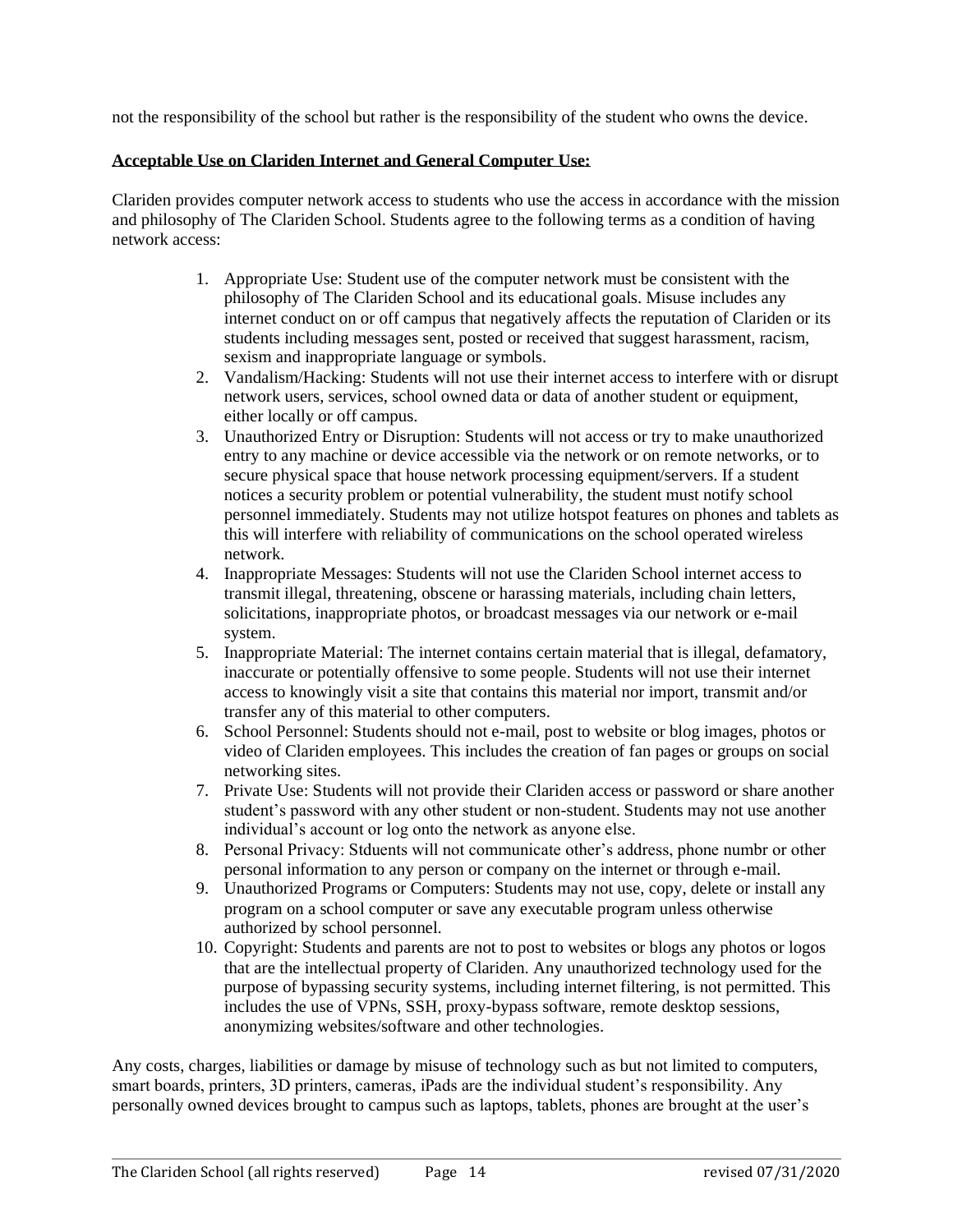not the responsibility of the school but rather is the responsibility of the student who owns the device.

**Acceptable Use on Clariden Internet and General Computer Use:**

Clariden provides computer network access to students who use the access in accordance with the mission and philosophy of The Clariden School. Students agree to the following terms as a condition of having network access:

1. Appropriate Use: Student use of the computer network must be consistent with the philosophy of The Clariden School and its educational goals. Misuse includes any internet conduct on or off campus that negatively affects the reputation of Clariden or its students including messages sent, posted or received that suggest harassment, racism, sexism and inappropriate language or symbols.
2. Vandalism/Hacking: Students will not use their internet access to interfere with or disrupt network users, services, school owned data or data of another student or equipment, either locally or off campus.
3. Unauthorized Entry or Disruption: Students will not access or try to make unauthorized entry to any machine or device accessible via the network or on remote networks, or to secure physical space that house network processing equipment/servers. If a student notices a security problem or potential vulnerability, the student must notify school personnel immediately. Students may not utilize hotspot features on phones and tablets as this will interfere with reliability of communications on the school operated wireless network.
4. Inappropriate Messages: Students will not use the Clariden School internet access to transmit illegal, threatening, obscene or harassing materials, including chain letters, solicitations, inappropriate photos, or broadcast messages via our network or e-mail system.
5. Inappropriate Material: The internet contains certain material that is illegal, defamatory, inaccurate or potentially offensive to some people. Students will not use their internet access to knowingly visit a site that contains this material nor import, transmit and/or transfer any of this material to other computers.
6. School Personnel: Students should not e-mail, post to website or blog images, photos or video of Clariden employees. This includes the creation of fan pages or groups on social networking sites.
7. Private Use: Students will not provide their Clariden access or password or share another student's password with any other student or non-student. Students may not use another individual's account or log onto the network as anyone else.
8. Personal Privacy: Stduents will not communicate other's address, phone numbr or other personal information to any person or company on the internet or through e-mail.
9. Unauthorized Programs or Computers: Students may not use, copy, delete or install any program on a school computer or save any executable program unless otherwise authorized by school personnel.
10. Copyright: Students and parents are not to post to websites or blogs any photos or logos that are the intellectual property of Clariden. Any unauthorized technology used for the purpose of bypassing security systems, including internet filtering, is not permitted. This includes the use of VPNs, SSH, proxy-bypass software, remote desktop sessions, anonymizing websites/software and other technologies.

Any costs, charges, liabilities or damage by misuse of technology such as but not limited to computers, smart boards, printers, 3D printers, cameras, iPads are the individual student's responsibility. Any personally owned devices brought to campus such as laptops, tablets, phones are brought at the user's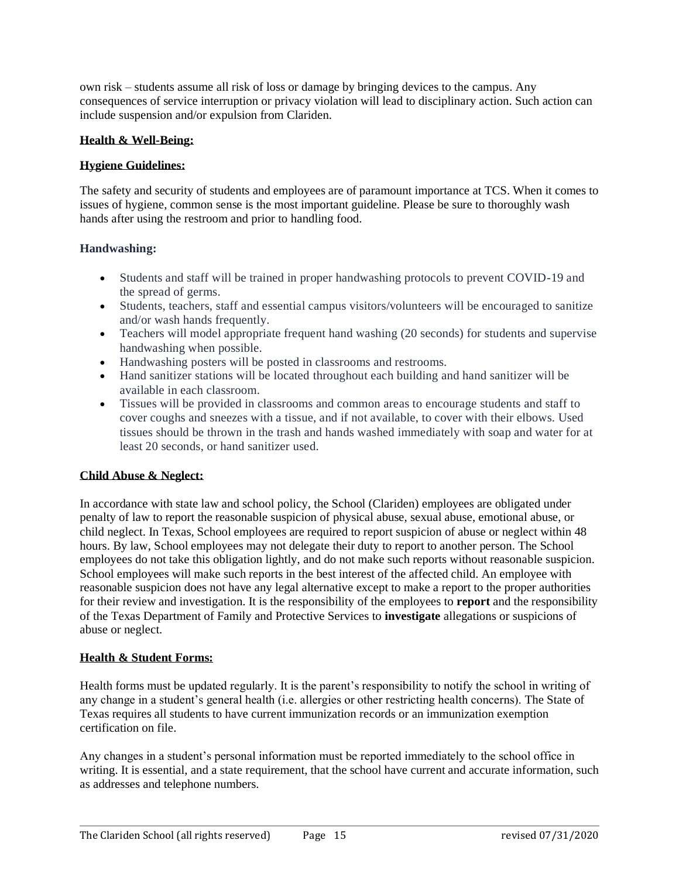own risk – students assume all risk of loss or damage by bringing devices to the campus. Any consequences of service interruption or privacy violation will lead to disciplinary action. Such action can include suspension and/or expulsion from Clariden.

## Health & Well-Being:

### Hygiene Guidelines:

The safety and security of students and employees are of paramount importance at TCS. When it comes to issues of hygiene, common sense is the most important guideline. Please be sure to thoroughly wash hands after using the restroom and prior to handling food.

### Handwashing:

- Students and staff will be trained in proper handwashing protocols to prevent COVID-19 and the spread of germs.
- Students, teachers, staff and essential campus visitors/volunteers will be encouraged to sanitize and/or wash hands frequently.
- Teachers will model appropriate frequent hand washing (20 seconds) for students and supervise handwashing when possible.
- Handwashing posters will be posted in classrooms and restrooms.
- Hand sanitizer stations will be located throughout each building and hand sanitizer will be available in each classroom.
- Tissues will be provided in classrooms and common areas to encourage students and staff to cover coughs and sneezes with a tissue, and if not available, to cover with their elbows. Used tissues should be thrown in the trash and hands washed immediately with soap and water for at least 20 seconds, or hand sanitizer used.

## Child Abuse & Neglect:

In accordance with state law and school policy, the School (Clariden) employees are obligated under penalty of law to report the reasonable suspicion of physical abuse, sexual abuse, emotional abuse, or child neglect. In Texas, School employees are required to report suspicion of abuse or neglect within 48 hours. By law, School employees may not delegate their duty to report to another person. The School employees do not take this obligation lightly, and do not make such reports without reasonable suspicion. School employees will make such reports in the best interest of the affected child. An employee with reasonable suspicion does not have any legal alternative except to make a report to the proper authorities for their review and investigation. It is the responsibility of the employees to **report** and the responsibility of the Texas Department of Family and Protective Services to **investigate** allegations or suspicions of abuse or neglect.

## Health & Student Forms:

Health forms must be updated regularly. It is the parent's responsibility to notify the school in writing of any change in a student's general health (i.e. allergies or other restricting health concerns). The State of Texas requires all students to have current immunization records or an immunization exemption certification on file.

Any changes in a student's personal information must be reported immediately to the school office in writing. It is essential, and a state requirement, that the school have current and accurate information, such as addresses and telephone numbers.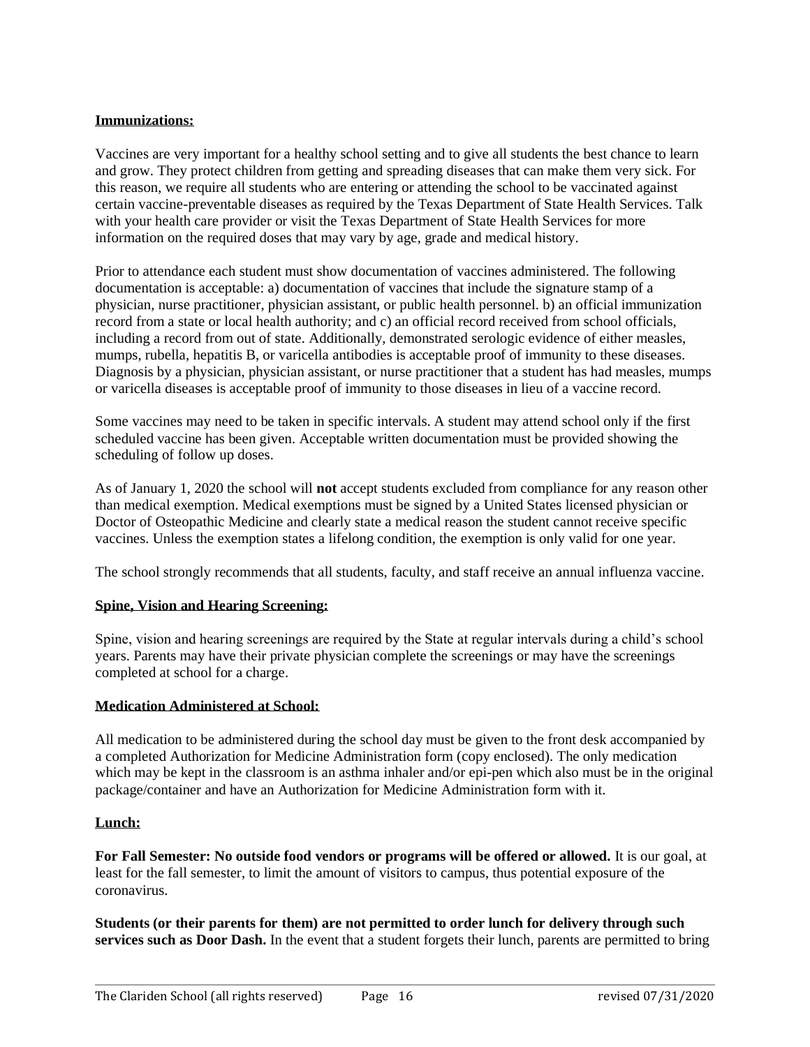**Immunizations:**

Vaccines are very important for a healthy school setting and to give all students the best chance to learn and grow. They protect children from getting and spreading diseases that can make them very sick. For this reason, we require all students who are entering or attending the school to be vaccinated against certain vaccine-preventable diseases as required by the Texas Department of State Health Services. Talk with your health care provider or visit the Texas Department of State Health Services for more information on the required doses that may vary by age, grade and medical history.

Prior to attendance each student must show documentation of vaccines administered. The following documentation is acceptable: a) documentation of vaccines that include the signature stamp of a physician, nurse practitioner, physician assistant, or public health personnel. b) an official immunization record from a state or local health authority; and c) an official record received from school officials, including a record from out of state. Additionally, demonstrated serologic evidence of either measles, mumps, rubella, hepatitis B, or varicella antibodies is acceptable proof of immunity to these diseases. Diagnosis by a physician, physician assistant, or nurse practitioner that a student has had measles, mumps or varicella diseases is acceptable proof of immunity to those diseases in lieu of a vaccine record.

Some vaccines may need to be taken in specific intervals. A student may attend school only if the first scheduled vaccine has been given. Acceptable written documentation must be provided showing the scheduling of follow up doses.

As of January 1, 2020 the school will **not** accept students excluded from compliance for any reason other than medical exemption. Medical exemptions must be signed by a United States licensed physician or Doctor of Osteopathic Medicine and clearly state a medical reason the student cannot receive specific vaccines. Unless the exemption states a lifelong condition, the exemption is only valid for one year.

The school strongly recommends that all students, faculty, and staff receive an annual influenza vaccine.

**Spine, Vision and Hearing Screening:**

Spine, vision and hearing screenings are required by the State at regular intervals during a child's school years. Parents may have their private physician complete the screenings or may have the screenings completed at school for a charge.

**Medication Administered at School:**

All medication to be administered during the school day must be given to the front desk accompanied by a completed Authorization for Medicine Administration form (copy enclosed). The only medication which may be kept in the classroom is an asthma inhaler and/or epi-pen which also must be in the original package/container and have an Authorization for Medicine Administration form with it.

**Lunch:**

**For Fall Semester: No outside food vendors or programs will be offered or allowed.** It is our goal, at least for the fall semester, to limit the amount of visitors to campus, thus potential exposure of the coronavirus.

**Students (or their parents for them) are not permitted to order lunch for delivery through such services such as Door Dash.** In the event that a student forgets their lunch, parents are permitted to bring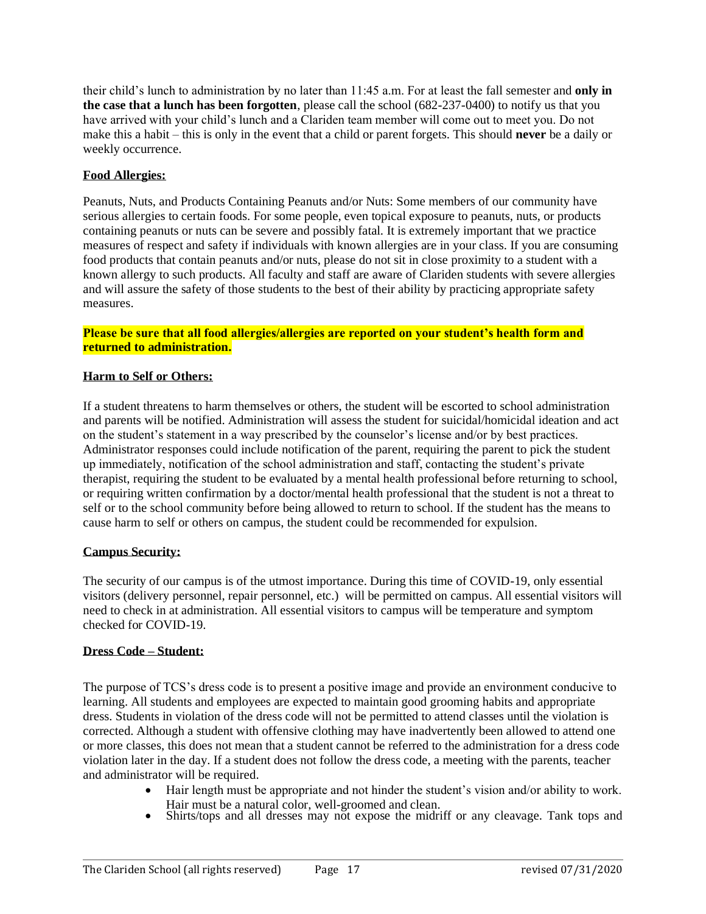their child's lunch to administration by no later than 11:45 a.m. For at least the fall semester and **only in the case that a lunch has been forgotten**, please call the school (682-237-0400) to notify us that you have arrived with your child's lunch and a Clariden team member will come out to meet you. Do not make this a habit – this is only in the event that a child or parent forgets. This should **never** be a daily or weekly occurrence.

**Food Allergies:**

Peanuts, Nuts, and Products Containing Peanuts and/or Nuts: Some members of our community have serious allergies to certain foods. For some people, even topical exposure to peanuts, nuts, or products containing peanuts or nuts can be severe and possibly fatal. It is extremely important that we practice measures of respect and safety if individuals with known allergies are in your class. If you are consuming food products that contain peanuts and/or nuts, please do not sit in close proximity to a student with a known allergy to such products. All faculty and staff are aware of Clariden students with severe allergies and will assure the safety of those students to the best of their ability by practicing appropriate safety measures.

**Please be sure that all food allergies/allergies are reported on your student's health form and returned to administration.**

**Harm to Self or Others:**

If a student threatens to harm themselves or others, the student will be escorted to school administration and parents will be notified. Administration will assess the student for suicidal/homicidal ideation and act on the student's statement in a way prescribed by the counselor's license and/or by best practices. Administrator responses could include notification of the parent, requiring the parent to pick the student up immediately, notification of the school administration and staff, contacting the student's private therapist, requiring the student to be evaluated by a mental health professional before returning to school, or requiring written confirmation by a doctor/mental health professional that the student is not a threat to self or to the school community before being allowed to return to school. If the student has the means to cause harm to self or others on campus, the student could be recommended for expulsion.

**Campus Security:**

The security of our campus is of the utmost importance. During this time of COVID-19, only essential visitors (delivery personnel, repair personnel, etc.) will be permitted on campus. All essential visitors will need to check in at administration. All essential visitors to campus will be temperature and symptom checked for COVID-19.

**Dress Code – Student:**

The purpose of TCS's dress code is to present a positive image and provide an environment conducive to learning. All students and employees are expected to maintain good grooming habits and appropriate dress. Students in violation of the dress code will not be permitted to attend classes until the violation is corrected. Although a student with offensive clothing may have inadvertently been allowed to attend one or more classes, this does not mean that a student cannot be referred to the administration for a dress code violation later in the day. If a student does not follow the dress code, a meeting with the parents, teacher and administrator will be required.

- Hair length must be appropriate and not hinder the student's vision and/or ability to work. Hair must be a natural color, well-groomed and clean.
- Shirts/tops and all dresses may not expose the midriff or any cleavage. Tank tops and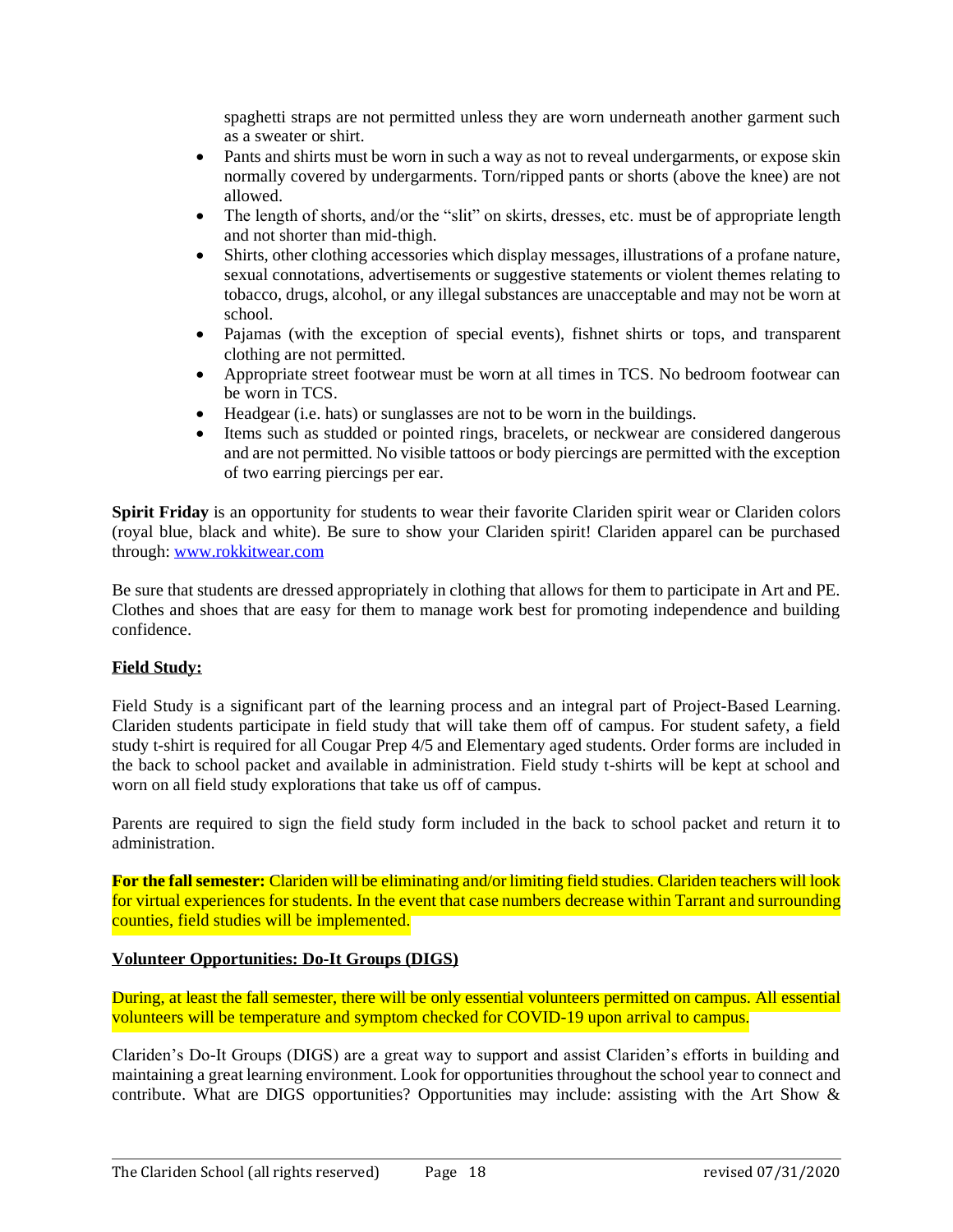spaghetti straps are not permitted unless they are worn underneath another garment such as a sweater or shirt.

- Pants and shirts must be worn in such a way as not to reveal undergarments, or expose skin normally covered by undergarments. Torn/ripped pants or shorts (above the knee) are not allowed.
- The length of shorts, and/or the "slit" on skirts, dresses, etc. must be of appropriate length and not shorter than mid-thigh.
- Shirts, other clothing accessories which display messages, illustrations of a profane nature, sexual connotations, advertisements or suggestive statements or violent themes relating to tobacco, drugs, alcohol, or any illegal substances are unacceptable and may not be worn at school.
- Pajamas (with the exception of special events), fishnet shirts or tops, and transparent clothing are not permitted.
- Appropriate street footwear must be worn at all times in TCS. No bedroom footwear can be worn in TCS.
- Headgear (i.e. hats) or sunglasses are not to be worn in the buildings.
- Items such as studded or pointed rings, bracelets, or neckwear are considered dangerous and are not permitted. No visible tattoos or body piercings are permitted with the exception of two earring piercings per ear.

**Spirit Friday** is an opportunity for students to wear their favorite Clariden spirit wear or Clariden colors (royal blue, black and white). Be sure to show your Clariden spirit! Clariden apparel can be purchased through: [www.rokkitwear.com](www.rokkitwear.com)

Be sure that students are dressed appropriately in clothing that allows for them to participate in Art and PE. Clothes and shoes that are easy for them to manage work best for promoting independence and building confidence.

## Field Study:

Field Study is a significant part of the learning process and an integral part of Project-Based Learning. Clariden students participate in field study that will take them off of campus. For student safety, a field study t-shirt is required for all Cougar Prep 4/5 and Elementary aged students. Order forms are included in the back to school packet and available in administration. Field study t-shirts will be kept at school and worn on all field study explorations that take us off of campus.

Parents are required to sign the field study form included in the back to school packet and return it to administration.

**For the fall semester:** Clariden will be eliminating and/or limiting field studies. Clariden teachers will look for virtual experiences for students. In the event that case numbers decrease within Tarrant and surrounding counties, field studies will be implemented.

## Volunteer Opportunities: Do-It Groups (DIGS)

During, at least the fall semester, there will be only essential volunteers permitted on campus. All essential volunteers will be temperature and symptom checked for COVID-19 upon arrival to campus.

Clariden's Do-It Groups (DIGS) are a great way to support and assist Clariden's efforts in building and maintaining a great learning environment. Look for opportunities throughout the school year to connect and contribute. What are DIGS opportunities? Opportunities may include: assisting with the Art Show &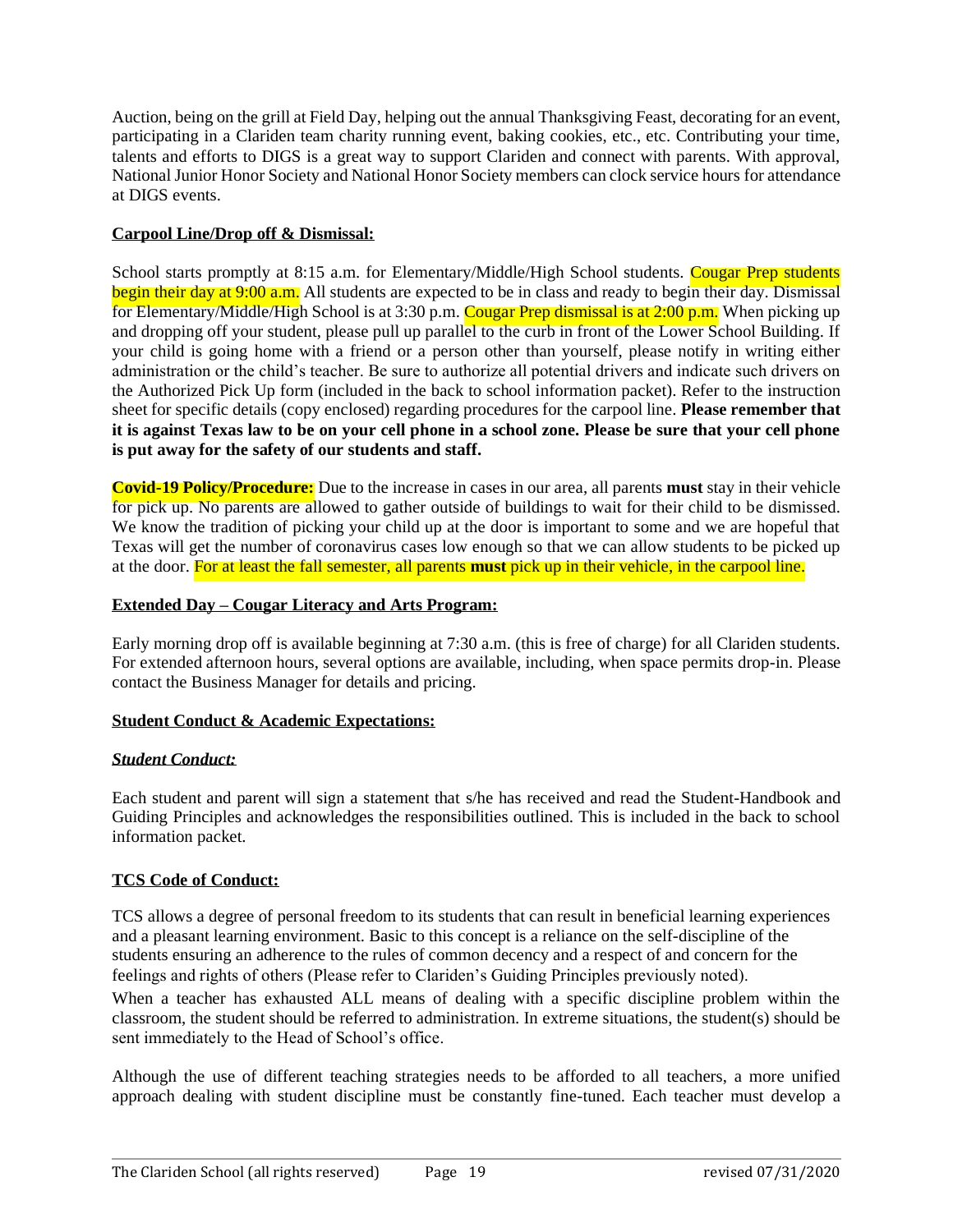Auction, being on the grill at Field Day, helping out the annual Thanksgiving Feast, decorating for an event, participating in a Clariden team charity running event, baking cookies, etc., etc. Contributing your time, talents and efforts to DIGS is a great way to support Clariden and connect with parents. With approval, National Junior Honor Society and National Honor Society members can clock service hours for attendance at DIGS events.

**Carpool Line/Drop off & Dismissal:**

School starts promptly at 8:15 a.m. for Elementary/Middle/High School students. Cougar Prep students begin their day at 9:00 a.m. All students are expected to be in class and ready to begin their day. Dismissal for Elementary/Middle/High School is at 3:30 p.m. Cougar Prep dismissal is at 2:00 p.m. When picking up and dropping off your student, please pull up parallel to the curb in front of the Lower School Building. If your child is going home with a friend or a person other than yourself, please notify in writing either administration or the child's teacher. Be sure to authorize all potential drivers and indicate such drivers on the Authorized Pick Up form (included in the back to school information packet). Refer to the instruction sheet for specific details (copy enclosed) regarding procedures for the carpool line. **Please remember that it is against Texas law to be on your cell phone in a school zone. Please be sure that your cell phone is put away for the safety of our students and staff.**

**Covid-19 Policy/Procedure:** Due to the increase in cases in our area, all parents **must** stay in their vehicle for pick up. No parents are allowed to gather outside of buildings to wait for their child to be dismissed. We know the tradition of picking your child up at the door is important to some and we are hopeful that Texas will get the number of coronavirus cases low enough so that we can allow students to be picked up at the door. For at least the fall semester, all parents **must** pick up in their vehicle, in the carpool line.

**Extended Day – Cougar Literacy and Arts Program:**

Early morning drop off is available beginning at 7:30 a.m. (this is free of charge) for all Clariden students. For extended afternoon hours, several options are available, including, when space permits drop-in. Please contact the Business Manager for details and pricing.

**Student Conduct & Academic Expectations:**

***Student Conduct:***

Each student and parent will sign a statement that s/he has received and read the Student-Handbook and Guiding Principles and acknowledges the responsibilities outlined. This is included in the back to school information packet.

**TCS Code of Conduct:**

TCS allows a degree of personal freedom to its students that can result in beneficial learning experiences and a pleasant learning environment. Basic to this concept is a reliance on the self-discipline of the students ensuring an adherence to the rules of common decency and a respect of and concern for the feelings and rights of others (Please refer to Clariden's Guiding Principles previously noted).

When a teacher has exhausted ALL means of dealing with a specific discipline problem within the classroom, the student should be referred to administration. In extreme situations, the student(s) should be sent immediately to the Head of School's office.

Although the use of different teaching strategies needs to be afforded to all teachers, a more unified approach dealing with student discipline must be constantly fine-tuned. Each teacher must develop a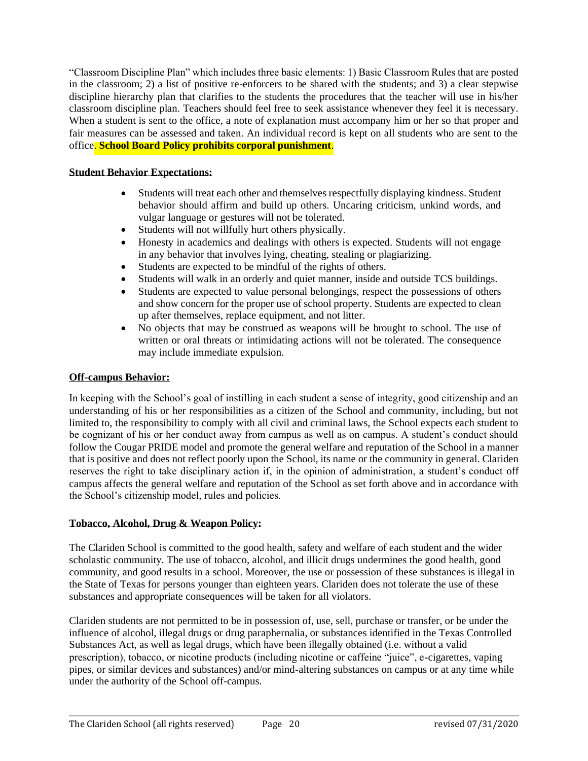"Classroom Discipline Plan" which includes three basic elements: 1) Basic Classroom Rules that are posted in the classroom; 2) a list of positive re-enforcers to be shared with the students; and 3) a clear stepwise discipline hierarchy plan that clarifies to the students the procedures that the teacher will use in his/her classroom discipline plan. Teachers should feel free to seek assistance whenever they feel it is necessary. When a student is sent to the office, a note of explanation must accompany him or her so that proper and fair measures can be assessed and taken. An individual record is kept on all students who are sent to the office. **School Board Policy prohibits corporal punishment**.

**Student Behavior Expectations:**

- Students will treat each other and themselves respectfully displaying kindness. Student behavior should affirm and build up others. Uncaring criticism, unkind words, and vulgar language or gestures will not be tolerated.
- Students will not willfully hurt others physically.
- Honesty in academics and dealings with others is expected. Students will not engage in any behavior that involves lying, cheating, stealing or plagiarizing.
- Students are expected to be mindful of the rights of others.
- Students will walk in an orderly and quiet manner, inside and outside TCS buildings.
- Students are expected to value personal belongings, respect the possessions of others and show concern for the proper use of school property. Students are expected to clean up after themselves, replace equipment, and not litter.
- No objects that may be construed as weapons will be brought to school. The use of written or oral threats or intimidating actions will not be tolerated. The consequence may include immediate expulsion.

**Off-campus Behavior:**

In keeping with the School's goal of instilling in each student a sense of integrity, good citizenship and an understanding of his or her responsibilities as a citizen of the School and community, including, but not limited to, the responsibility to comply with all civil and criminal laws, the School expects each student to be cognizant of his or her conduct away from campus as well as on campus. A student's conduct should follow the Cougar PRIDE model and promote the general welfare and reputation of the School in a manner that is positive and does not reflect poorly upon the School, its name or the community in general. Clariden reserves the right to take disciplinary action if, in the opinion of administration, a student's conduct off campus affects the general welfare and reputation of the School as set forth above and in accordance with the School's citizenship model, rules and policies.

**Tobacco, Alcohol, Drug & Weapon Policy:**

The Clariden School is committed to the good health, safety and welfare of each student and the wider scholastic community. The use of tobacco, alcohol, and illicit drugs undermines the good health, good community, and good results in a school. Moreover, the use or possession of these substances is illegal in the State of Texas for persons younger than eighteen years. Clariden does not tolerate the use of these substances and appropriate consequences will be taken for all violators.

Clariden students are not permitted to be in possession of, use, sell, purchase or transfer, or be under the influence of alcohol, illegal drugs or drug paraphernalia, or substances identified in the Texas Controlled Substances Act, as well as legal drugs, which have been illegally obtained (i.e. without a valid prescription), tobacco, or nicotine products (including nicotine or caffeine "juice", e-cigarettes, vaping pipes, or similar devices and substances) and/or mind-altering substances on campus or at any time while under the authority of the School off-campus.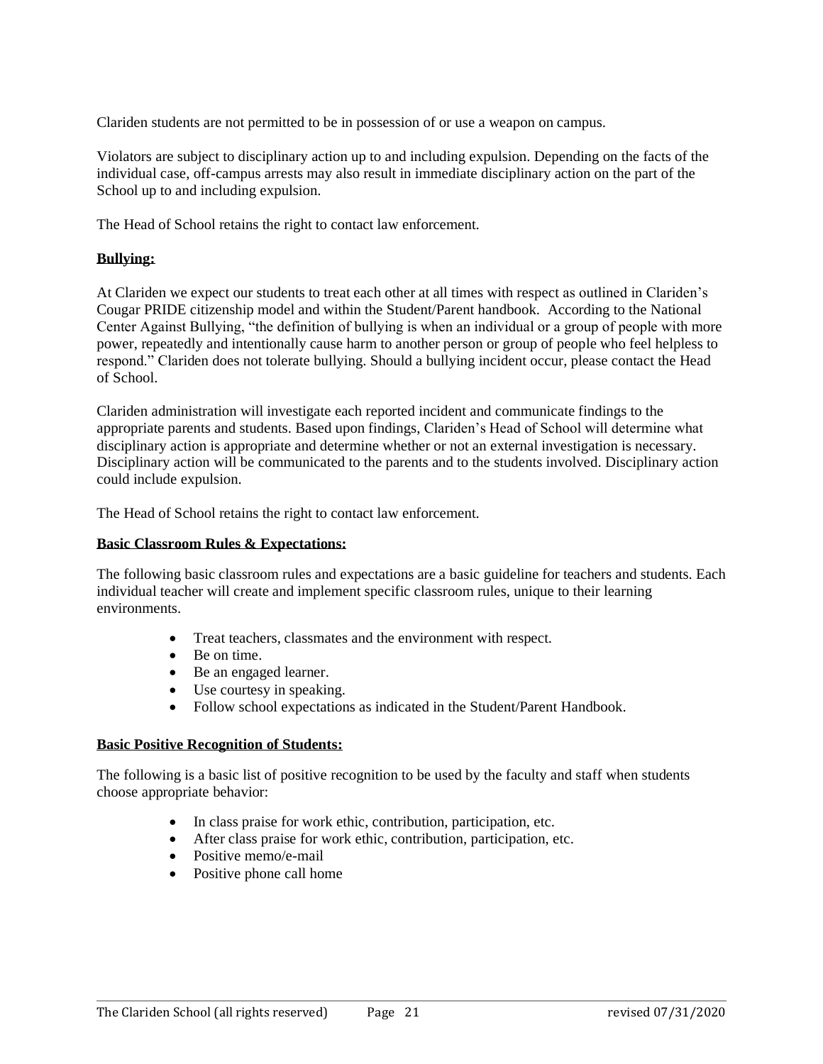Clariden students are not permitted to be in possession of or use a weapon on campus.

Violators are subject to disciplinary action up to and including expulsion. Depending on the facts of the individual case, off-campus arrests may also result in immediate disciplinary action on the part of the School up to and including expulsion.

The Head of School retains the right to contact law enforcement.

**Bullying:**

At Clariden we expect our students to treat each other at all times with respect as outlined in Clariden's Cougar PRIDE citizenship model and within the Student/Parent handbook. According to the National Center Against Bullying, "the definition of bullying is when an individual or a group of people with more power, repeatedly and intentionally cause harm to another person or group of people who feel helpless to respond." Clariden does not tolerate bullying. Should a bullying incident occur, please contact the Head of School.

Clariden administration will investigate each reported incident and communicate findings to the appropriate parents and students. Based upon findings, Clariden's Head of School will determine what disciplinary action is appropriate and determine whether or not an external investigation is necessary. Disciplinary action will be communicated to the parents and to the students involved. Disciplinary action could include expulsion.

The Head of School retains the right to contact law enforcement.

**Basic Classroom Rules & Expectations:**

The following basic classroom rules and expectations are a basic guideline for teachers and students. Each individual teacher will create and implement specific classroom rules, unique to their learning environments.

- Treat teachers, classmates and the environment with respect.
- Be on time.
- Be an engaged learner.
- Use courtesy in speaking.
- Follow school expectations as indicated in the Student/Parent Handbook.

**Basic Positive Recognition of Students:**

The following is a basic list of positive recognition to be used by the faculty and staff when students choose appropriate behavior:

- In class praise for work ethic, contribution, participation, etc.
- After class praise for work ethic, contribution, participation, etc.
- Positive memo/e-mail
- Positive phone call home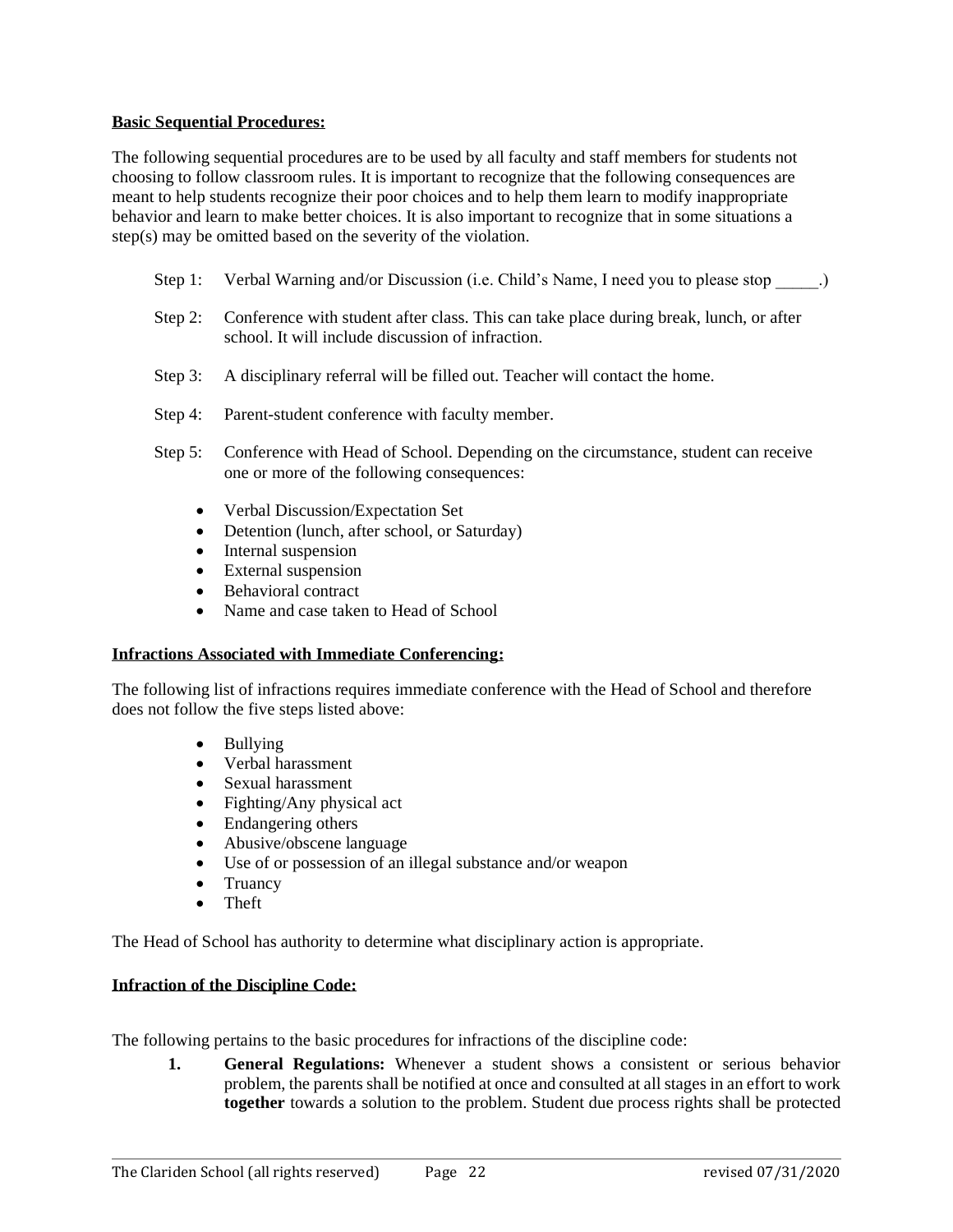**Basic Sequential Procedures:**

The following sequential procedures are to be used by all faculty and staff members for students not choosing to follow classroom rules. It is important to recognize that the following consequences are meant to help students recognize their poor choices and to help them learn to modify inappropriate behavior and learn to make better choices. It is also important to recognize that in some situations a step(s) may be omitted based on the severity of the violation.

Step 1: Verbal Warning and/or Discussion (i.e. Child's Name, I need you to please stop _____.)

Step 2: Conference with student after class. This can take place during break, lunch, or after school. It will include discussion of infraction.

Step 3: A disciplinary referral will be filled out. Teacher will contact the home.

Step 4: Parent-student conference with faculty member.

Step 5: Conference with Head of School. Depending on the circumstance, student can receive one or more of the following consequences:

- Verbal Discussion/Expectation Set
- Detention (lunch, after school, or Saturday)
- Internal suspension
- External suspension
- Behavioral contract
- Name and case taken to Head of School

**Infractions Associated with Immediate Conferencing:**

The following list of infractions requires immediate conference with the Head of School and therefore does not follow the five steps listed above:

- Bullying
- Verbal harassment
- Sexual harassment
- Fighting/Any physical act
- Endangering others
- Abusive/obscene language
- Use of or possession of an illegal substance and/or weapon
- Truancy
- Theft

The Head of School has authority to determine what disciplinary action is appropriate.

**Infraction of the Discipline Code:**

The following pertains to the basic procedures for infractions of the discipline code:

1. **General Regulations:** Whenever a student shows a consistent or serious behavior problem, the parents shall be notified at once and consulted at all stages in an effort to work **together** towards a solution to the problem. Student due process rights shall be protected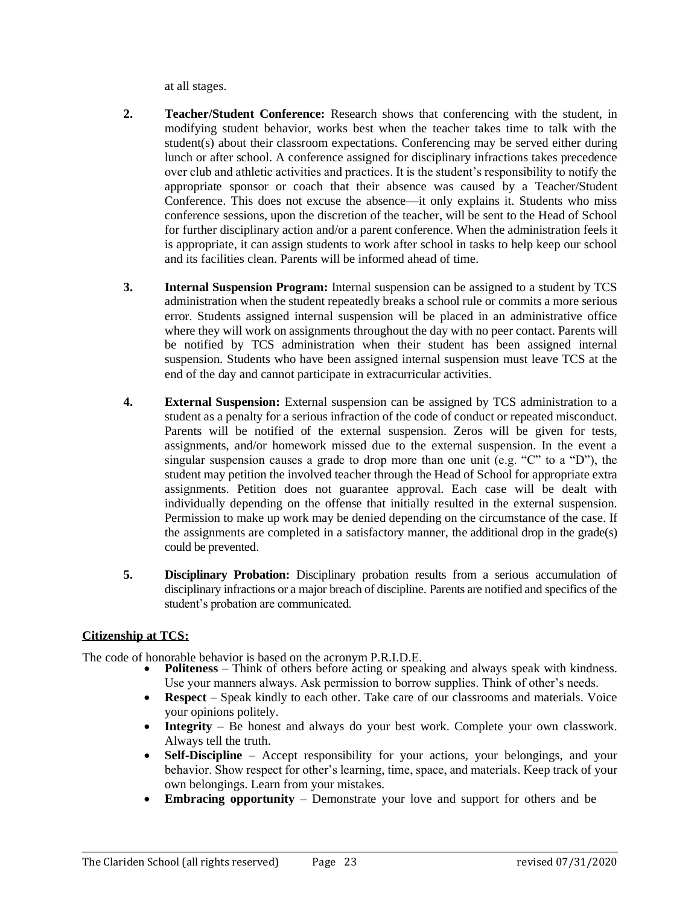at all stages.

2. **Teacher/Student Conference:** Research shows that conferencing with the student, in modifying student behavior, works best when the teacher takes time to talk with the student(s) about their classroom expectations. Conferencing may be served either during lunch or after school. A conference assigned for disciplinary infractions takes precedence over club and athletic activities and practices. It is the student's responsibility to notify the appropriate sponsor or coach that their absence was caused by a Teacher/Student Conference. This does not excuse the absence—it only explains it. Students who miss conference sessions, upon the discretion of the teacher, will be sent to the Head of School for further disciplinary action and/or a parent conference. When the administration feels it is appropriate, it can assign students to work after school in tasks to help keep our school and its facilities clean. Parents will be informed ahead of time.

3. **Internal Suspension Program:** Internal suspension can be assigned to a student by TCS administration when the student repeatedly breaks a school rule or commits a more serious error. Students assigned internal suspension will be placed in an administrative office where they will work on assignments throughout the day with no peer contact. Parents will be notified by TCS administration when their student has been assigned internal suspension. Students who have been assigned internal suspension must leave TCS at the end of the day and cannot participate in extracurricular activities.

4. **External Suspension:** External suspension can be assigned by TCS administration to a student as a penalty for a serious infraction of the code of conduct or repeated misconduct. Parents will be notified of the external suspension. Zeros will be given for tests, assignments, and/or homework missed due to the external suspension. In the event a singular suspension causes a grade to drop more than one unit (e.g. "C" to a "D"), the student may petition the involved teacher through the Head of School for appropriate extra assignments. Petition does not guarantee approval. Each case will be dealt with individually depending on the offense that initially resulted in the external suspension. Permission to make up work may be denied depending on the circumstance of the case. If the assignments are completed in a satisfactory manner, the additional drop in the grade(s) could be prevented.

5. **Disciplinary Probation:** Disciplinary probation results from a serious accumulation of disciplinary infractions or a major breach of discipline. Parents are notified and specifics of the student's probation are communicated.

## Citizenship at TCS:

The code of honorable behavior is based on the acronym P.R.I.D.E.

- **Politeness** – Think of others before acting or speaking and always speak with kindness. Use your manners always. Ask permission to borrow supplies. Think of other's needs.
- **Respect** – Speak kindly to each other. Take care of our classrooms and materials. Voice your opinions politely.
- **Integrity** – Be honest and always do your best work. Complete your own classwork. Always tell the truth.
- **Self-Discipline** – Accept responsibility for your actions, your belongings, and your behavior. Show respect for other's learning, time, space, and materials. Keep track of your own belongings. Learn from your mistakes.
- **Embracing opportunity** – Demonstrate your love and support for others and be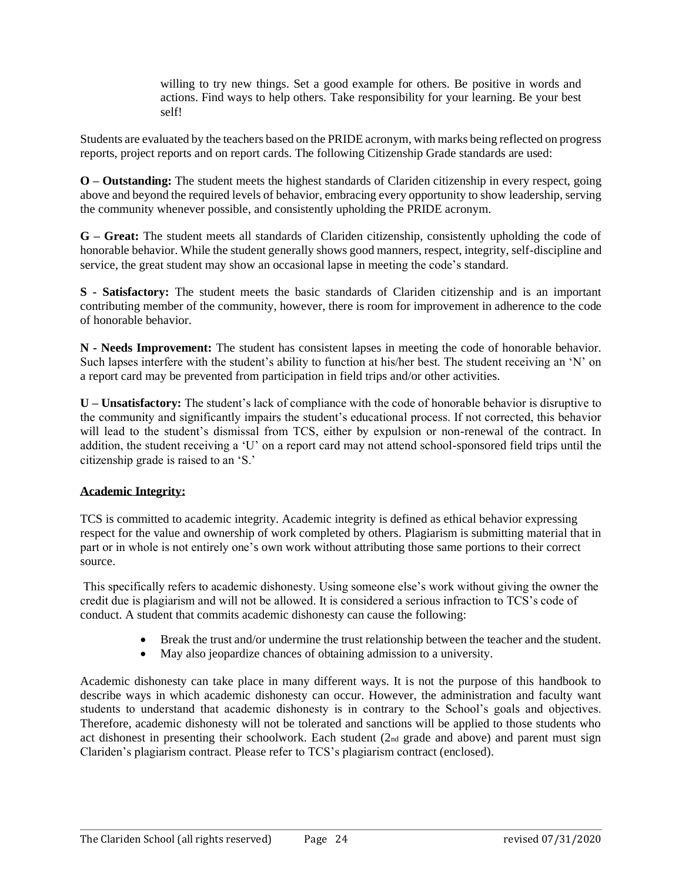willing to try new things. Set a good example for others. Be positive in words and actions. Find ways to help others. Take responsibility for your learning. Be your best self!

Students are evaluated by the teachers based on the PRIDE acronym, with marks being reflected on progress reports, project reports and on report cards. The following Citizenship Grade standards are used:

**O – Outstanding:** The student meets the highest standards of Clariden citizenship in every respect, going above and beyond the required levels of behavior, embracing every opportunity to show leadership, serving the community whenever possible, and consistently upholding the PRIDE acronym.

**G – Great:** The student meets all standards of Clariden citizenship, consistently upholding the code of honorable behavior. While the student generally shows good manners, respect, integrity, self-discipline and service, the great student may show an occasional lapse in meeting the code's standard.

**S - Satisfactory:** The student meets the basic standards of Clariden citizenship and is an important contributing member of the community, however, there is room for improvement in adherence to the code of honorable behavior.

**N - Needs Improvement:** The student has consistent lapses in meeting the code of honorable behavior. Such lapses interfere with the student's ability to function at his/her best. The student receiving an 'N' on a report card may be prevented from participation in field trips and/or other activities.

**U – Unsatisfactory:** The student's lack of compliance with the code of honorable behavior is disruptive to the community and significantly impairs the student's educational process. If not corrected, this behavior will lead to the student's dismissal from TCS, either by expulsion or non-renewal of the contract. In addition, the student receiving a 'U' on a report card may not attend school-sponsored field trips until the citizenship grade is raised to an 'S.'

**Academic Integrity:**

TCS is committed to academic integrity. Academic integrity is defined as ethical behavior expressing respect for the value and ownership of work completed by others. Plagiarism is submitting material that in part or in whole is not entirely one's own work without attributing those same portions to their correct source.

This specifically refers to academic dishonesty. Using someone else's work without giving the owner the credit due is plagiarism and will not be allowed. It is considered a serious infraction to TCS's code of conduct. A student that commits academic dishonesty can cause the following:

- Break the trust and/or undermine the trust relationship between the teacher and the student.
- May also jeopardize chances of obtaining admission to a university.

Academic dishonesty can take place in many different ways. It is not the purpose of this handbook to describe ways in which academic dishonesty can occur. However, the administration and faculty want students to understand that academic dishonesty is in contrary to the School's goals and objectives. Therefore, academic dishonesty will not be tolerated and sanctions will be applied to those students who act dishonest in presenting their schoolwork. Each student (2nd grade and above) and parent must sign Clariden's plagiarism contract. Please refer to TCS's plagiarism contract (enclosed).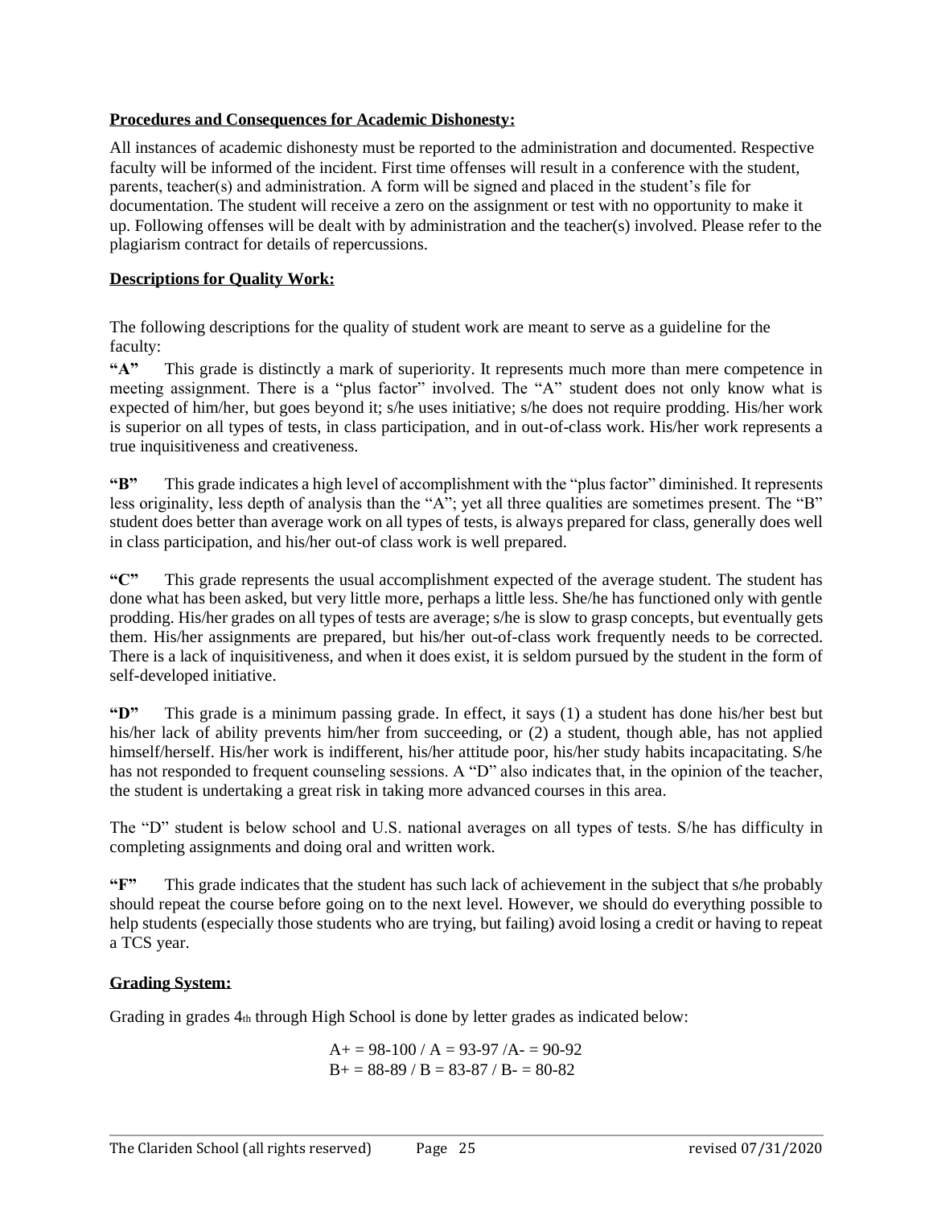**Procedures and Consequences for Academic Dishonesty:**

All instances of academic dishonesty must be reported to the administration and documented. Respective faculty will be informed of the incident. First time offenses will result in a conference with the student, parents, teacher(s) and administration. A form will be signed and placed in the student's file for documentation. The student will receive a zero on the assignment or test with no opportunity to make it up. Following offenses will be dealt with by administration and the teacher(s) involved. Please refer to the plagiarism contract for details of repercussions.

**Descriptions for Quality Work:**

The following descriptions for the quality of student work are meant to serve as a guideline for the faculty:

**"A"** This grade is distinctly a mark of superiority. It represents much more than mere competence in meeting assignment. There is a "plus factor" involved. The "A" student does not only know what is expected of him/her, but goes beyond it; s/he uses initiative; s/he does not require prodding. His/her work is superior on all types of tests, in class participation, and in out-of-class work. His/her work represents a true inquisitiveness and creativeness.

**"B"** This grade indicates a high level of accomplishment with the "plus factor" diminished. It represents less originality, less depth of analysis than the "A"; yet all three qualities are sometimes present. The "B" student does better than average work on all types of tests, is always prepared for class, generally does well in class participation, and his/her out-of class work is well prepared.

**"C"** This grade represents the usual accomplishment expected of the average student. The student has done what has been asked, but very little more, perhaps a little less. She/he has functioned only with gentle prodding. His/her grades on all types of tests are average; s/he is slow to grasp concepts, but eventually gets them. His/her assignments are prepared, but his/her out-of-class work frequently needs to be corrected. There is a lack of inquisitiveness, and when it does exist, it is seldom pursued by the student in the form of self-developed initiative.

**"D"** This grade is a minimum passing grade. In effect, it says (1) a student has done his/her best but his/her lack of ability prevents him/her from succeeding, or (2) a student, though able, has not applied himself/herself. His/her work is indifferent, his/her attitude poor, his/her study habits incapacitating. S/he has not responded to frequent counseling sessions. A "D" also indicates that, in the opinion of the teacher, the student is undertaking a great risk in taking more advanced courses in this area.

The "D" student is below school and U.S. national averages on all types of tests. S/he has difficulty in completing assignments and doing oral and written work.

**"F"** This grade indicates that the student has such lack of achievement in the subject that s/he probably should repeat the course before going on to the next level. However, we should do everything possible to help students (especially those students who are trying, but failing) avoid losing a credit or having to repeat a TCS year.

**Grading System:**

Grading in grades 4th through High School is done by letter grades as indicated below:

A+ = 98-100 / A = 93-97 /A- = 90-92
B+ = 88-89 / B = 83-87 / B- = 80-82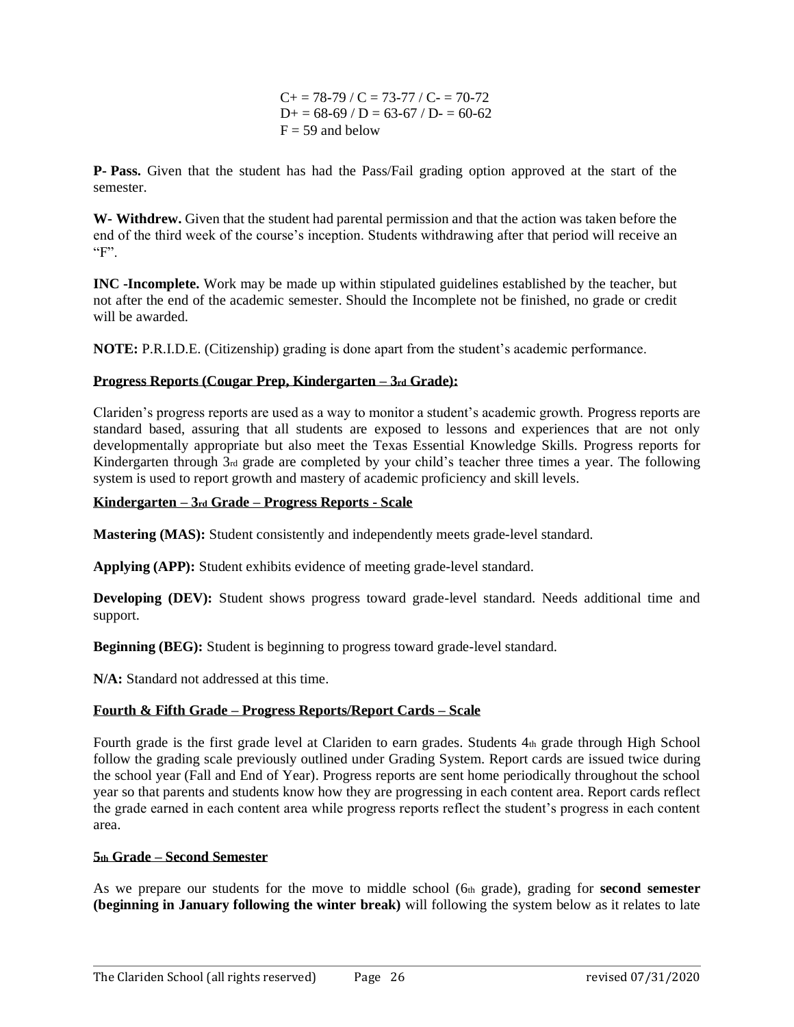C+ = 78-79 / C = 73-77 / C- = 70-72
D+ = 68-69 / D = 63-67 / D- = 60-62
F = 59 and below

**P- Pass.** Given that the student has had the Pass/Fail grading option approved at the start of the semester.

**W- Withdrew.** Given that the student had parental permission and that the action was taken before the end of the third week of the course's inception. Students withdrawing after that period will receive an "F".

**INC -Incomplete.** Work may be made up within stipulated guidelines established by the teacher, but not after the end of the academic semester. Should the Incomplete not be finished, no grade or credit will be awarded.

**NOTE:** P.R.I.D.E. (Citizenship) grading is done apart from the student's academic performance.

**Progress Reports (Cougar Prep, Kindergarten – 3rd Grade):**

Clariden's progress reports are used as a way to monitor a student's academic growth. Progress reports are standard based, assuring that all students are exposed to lessons and experiences that are not only developmentally appropriate but also meet the Texas Essential Knowledge Skills. Progress reports for Kindergarten through 3rd grade are completed by your child's teacher three times a year. The following system is used to report growth and mastery of academic proficiency and skill levels.

**Kindergarten – 3rd Grade – Progress Reports - Scale**

**Mastering (MAS):** Student consistently and independently meets grade-level standard.

**Applying (APP):** Student exhibits evidence of meeting grade-level standard.

**Developing (DEV):** Student shows progress toward grade-level standard. Needs additional time and support.

**Beginning (BEG):** Student is beginning to progress toward grade-level standard.

**N/A:** Standard not addressed at this time.

**Fourth & Fifth Grade – Progress Reports/Report Cards – Scale**

Fourth grade is the first grade level at Clariden to earn grades. Students 4th grade through High School follow the grading scale previously outlined under Grading System. Report cards are issued twice during the school year (Fall and End of Year). Progress reports are sent home periodically throughout the school year so that parents and students know how they are progressing in each content area. Report cards reflect the grade earned in each content area while progress reports reflect the student's progress in each content area.

**5th Grade – Second Semester**

As we prepare our students for the move to middle school (6th grade), grading for **second semester (beginning in January following the winter break)** will following the system below as it relates to late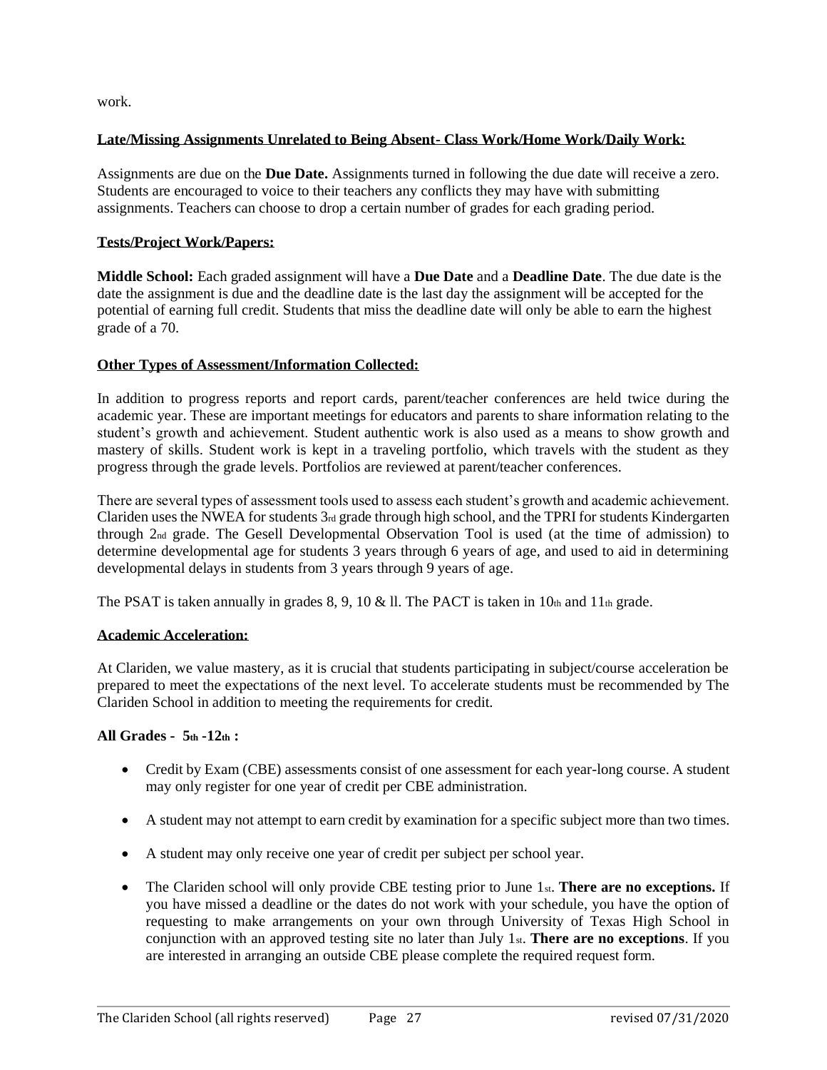work.

**Late/Missing Assignments Unrelated to Being Absent- Class Work/Home Work/Daily Work:**

Assignments are due on the **Due Date.** Assignments turned in following the due date will receive a zero. Students are encouraged to voice to their teachers any conflicts they may have with submitting assignments. Teachers can choose to drop a certain number of grades for each grading period.

**Tests/Project Work/Papers:**

**Middle School:** Each graded assignment will have a **Due Date** and a **Deadline Date**. The due date is the date the assignment is due and the deadline date is the last day the assignment will be accepted for the potential of earning full credit. Students that miss the deadline date will only be able to earn the highest grade of a 70.

**Other Types of Assessment/Information Collected:**

In addition to progress reports and report cards, parent/teacher conferences are held twice during the academic year. These are important meetings for educators and parents to share information relating to the student's growth and achievement. Student authentic work is also used as a means to show growth and mastery of skills. Student work is kept in a traveling portfolio, which travels with the student as they progress through the grade levels. Portfolios are reviewed at parent/teacher conferences.

There are several types of assessment tools used to assess each student's growth and academic achievement. Clariden uses the NWEA for students 3rd grade through high school, and the TPRI for students Kindergarten through 2nd grade. The Gesell Developmental Observation Tool is used (at the time of admission) to determine developmental age for students 3 years through 6 years of age, and used to aid in determining developmental delays in students from 3 years through 9 years of age.

The PSAT is taken annually in grades 8, 9, 10 & ll. The PACT is taken in 10th and 11th grade.

**Academic Acceleration:**

At Clariden, we value mastery, as it is crucial that students participating in subject/course acceleration be prepared to meet the expectations of the next level. To accelerate students must be recommended by The Clariden School in addition to meeting the requirements for credit.

**All Grades - 5th -12th :**

- Credit by Exam (CBE) assessments consist of one assessment for each year-long course. A student may only register for one year of credit per CBE administration.
- A student may not attempt to earn credit by examination for a specific subject more than two times.
- A student may only receive one year of credit per subject per school year.
- The Clariden school will only provide CBE testing prior to June 1st. **There are no exceptions.** If you have missed a deadline or the dates do not work with your schedule, you have the option of requesting to make arrangements on your own through University of Texas High School in conjunction with an approved testing site no later than July 1st. **There are no exceptions**. If you are interested in arranging an outside CBE please complete the required request form.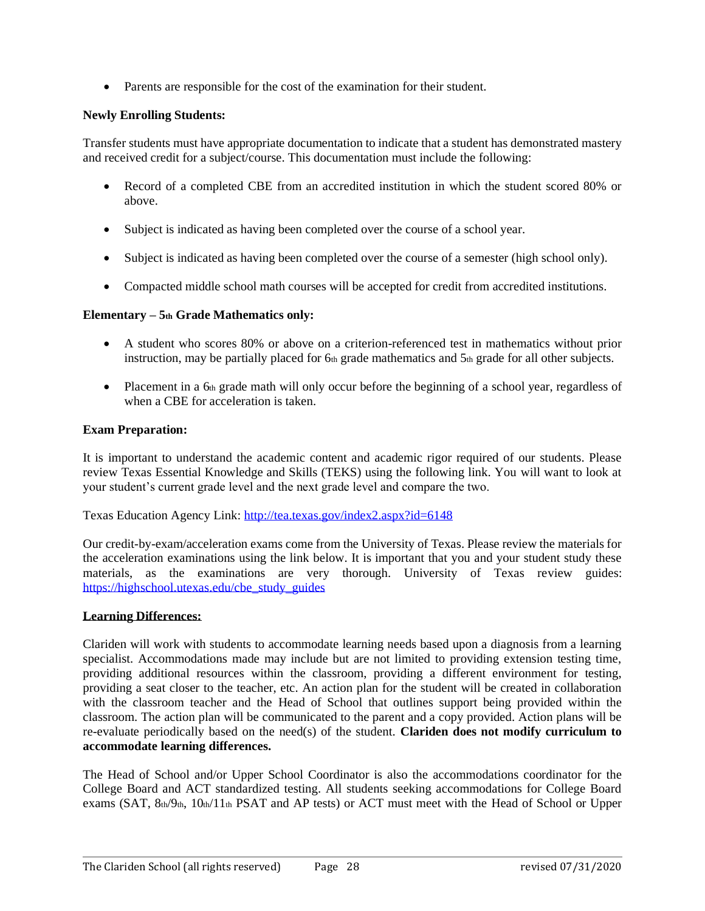- Parents are responsible for the cost of the examination for their student.

**Newly Enrolling Students:**

Transfer students must have appropriate documentation to indicate that a student has demonstrated mastery and received credit for a subject/course. This documentation must include the following:

- Record of a completed CBE from an accredited institution in which the student scored 80% or above.
- Subject is indicated as having been completed over the course of a school year.
- Subject is indicated as having been completed over the course of a semester (high school only).
- Compacted middle school math courses will be accepted for credit from accredited institutions.

**Elementary – 5th Grade Mathematics only:**

- A student who scores 80% or above on a criterion-referenced test in mathematics without prior instruction, may be partially placed for 6th grade mathematics and 5th grade for all other subjects.
- Placement in a 6th grade math will only occur before the beginning of a school year, regardless of when a CBE for acceleration is taken.

**Exam Preparation:**

It is important to understand the academic content and academic rigor required of our students. Please review Texas Essential Knowledge and Skills (TEKS) using the following link. You will want to look at your student's current grade level and the next grade level and compare the two.

Texas Education Agency Link: http://tea.texas.gov/index2.aspx?id=6148

Our credit-by-exam/acceleration exams come from the University of Texas. Please review the materials for the acceleration examinations using the link below. It is important that you and your student study these materials, as the examinations are very thorough. University of Texas review guides: https://highschool.utexas.edu/cbe_study_guides

**Learning Differences:**

Clariden will work with students to accommodate learning needs based upon a diagnosis from a learning specialist. Accommodations made may include but are not limited to providing extension testing time, providing additional resources within the classroom, providing a different environment for testing, providing a seat closer to the teacher, etc. An action plan for the student will be created in collaboration with the classroom teacher and the Head of School that outlines support being provided within the classroom. The action plan will be communicated to the parent and a copy provided. Action plans will be re-evaluate periodically based on the need(s) of the student. **Clariden does not modify curriculum to accommodate learning differences.**

The Head of School and/or Upper School Coordinator is also the accommodations coordinator for the College Board and ACT standardized testing. All students seeking accommodations for College Board exams (SAT, 8th/9th, 10th/11th PSAT and AP tests) or ACT must meet with the Head of School or Upper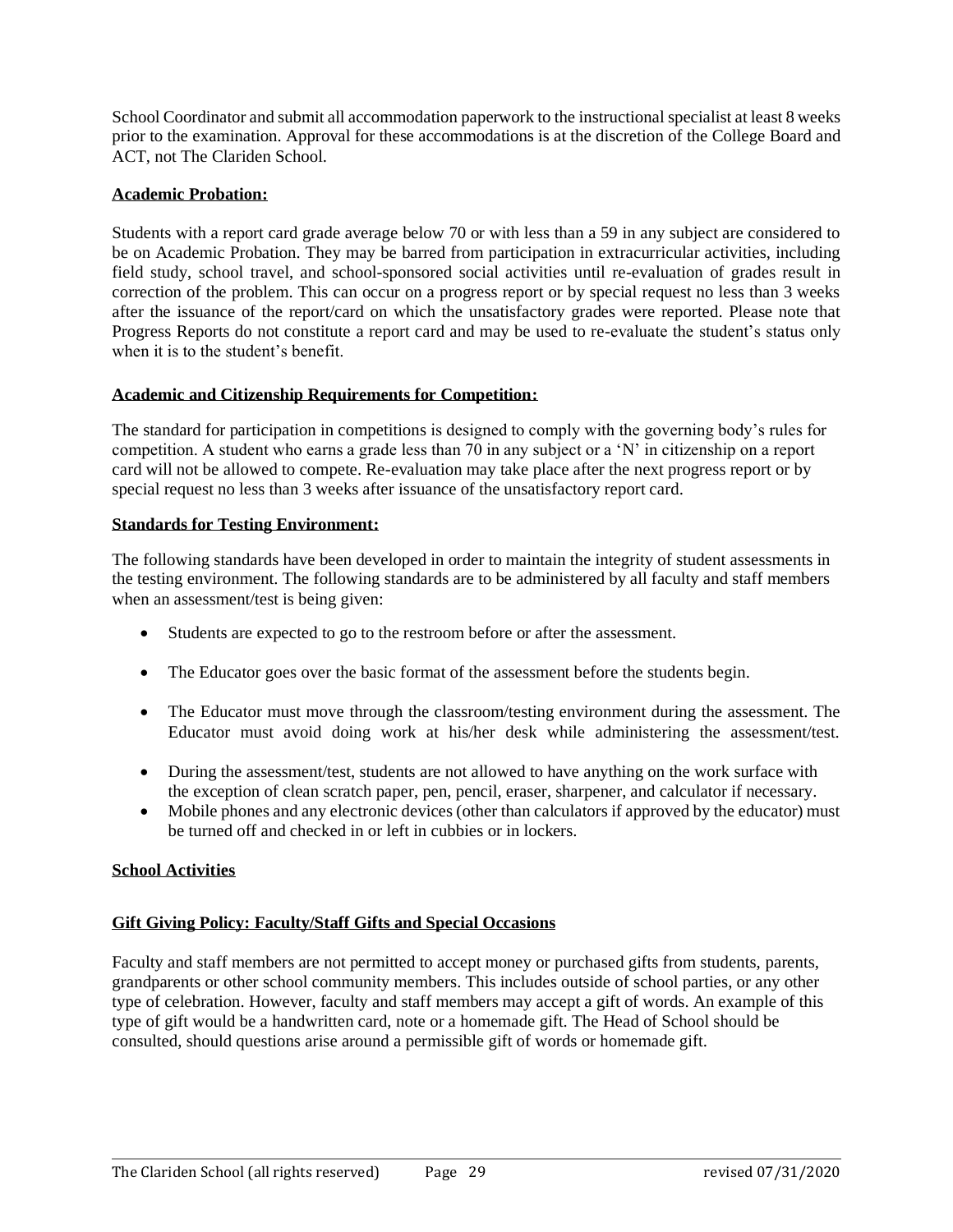School Coordinator and submit all accommodation paperwork to the instructional specialist at least 8 weeks prior to the examination. Approval for these accommodations is at the discretion of the College Board and ACT, not The Clariden School.

**Academic Probation:**

Students with a report card grade average below 70 or with less than a 59 in any subject are considered to be on Academic Probation. They may be barred from participation in extracurricular activities, including field study, school travel, and school-sponsored social activities until re-evaluation of grades result in correction of the problem. This can occur on a progress report or by special request no less than 3 weeks after the issuance of the report/card on which the unsatisfactory grades were reported. Please note that Progress Reports do not constitute a report card and may be used to re-evaluate the student's status only when it is to the student's benefit.

**Academic and Citizenship Requirements for Competition:**

The standard for participation in competitions is designed to comply with the governing body's rules for competition. A student who earns a grade less than 70 in any subject or a 'N' in citizenship on a report card will not be allowed to compete. Re-evaluation may take place after the next progress report or by special request no less than 3 weeks after issuance of the unsatisfactory report card.

**Standards for Testing Environment:**

The following standards have been developed in order to maintain the integrity of student assessments in the testing environment. The following standards are to be administered by all faculty and staff members when an assessment/test is being given:

- Students are expected to go to the restroom before or after the assessment.
- The Educator goes over the basic format of the assessment before the students begin.
- The Educator must move through the classroom/testing environment during the assessment. The Educator must avoid doing work at his/her desk while administering the assessment/test.
- During the assessment/test, students are not allowed to have anything on the work surface with the exception of clean scratch paper, pen, pencil, eraser, sharpener, and calculator if necessary.
- Mobile phones and any electronic devices (other than calculators if approved by the educator) must be turned off and checked in or left in cubbies or in lockers.

**School Activities**

**Gift Giving Policy: Faculty/Staff Gifts and Special Occasions**

Faculty and staff members are not permitted to accept money or purchased gifts from students, parents, grandparents or other school community members. This includes outside of school parties, or any other type of celebration. However, faculty and staff members may accept a gift of words. An example of this type of gift would be a handwritten card, note or a homemade gift. The Head of School should be consulted, should questions arise around a permissible gift of words or homemade gift.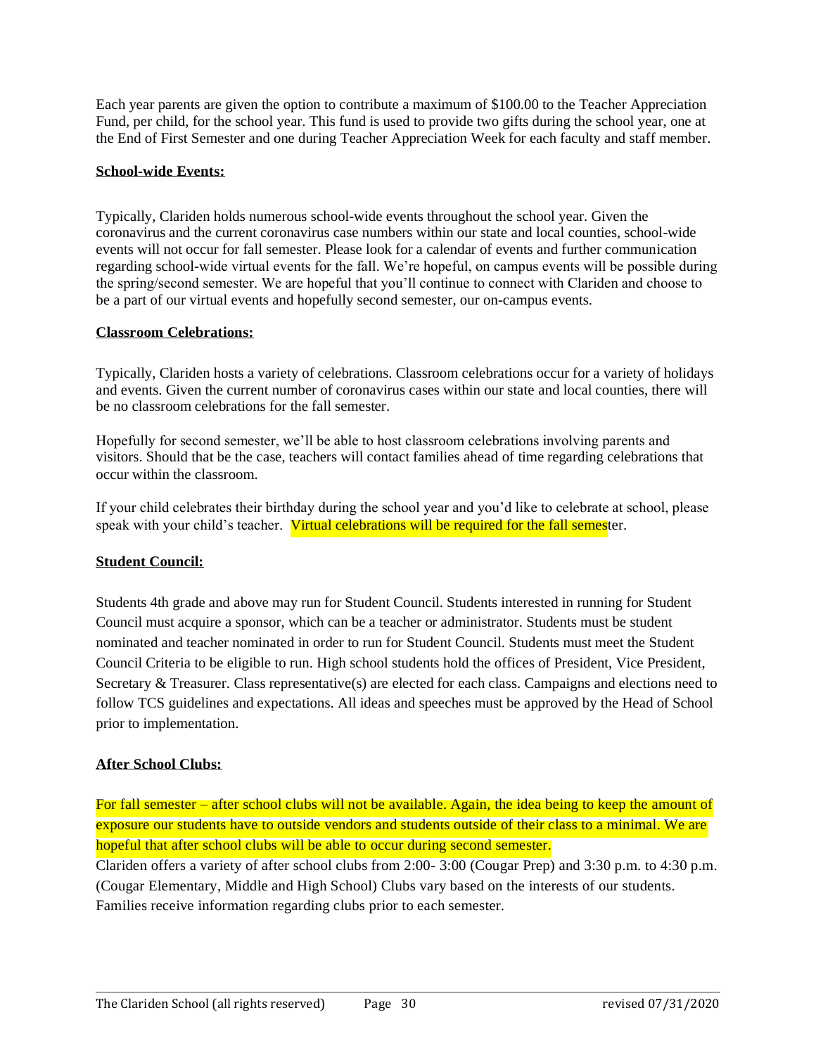Each year parents are given the option to contribute a maximum of $100.00 to the Teacher Appreciation Fund, per child, for the school year. This fund is used to provide two gifts during the school year, one at the End of First Semester and one during Teacher Appreciation Week for each faculty and staff member.

**School-wide Events:**

Typically, Clariden holds numerous school-wide events throughout the school year. Given the coronavirus and the current coronavirus case numbers within our state and local counties, school-wide events will not occur for fall semester. Please look for a calendar of events and further communication regarding school-wide virtual events for the fall. We're hopeful, on campus events will be possible during the spring/second semester. We are hopeful that you'll continue to connect with Clariden and choose to be a part of our virtual events and hopefully second semester, our on-campus events.

**Classroom Celebrations:**

Typically, Clariden hosts a variety of celebrations. Classroom celebrations occur for a variety of holidays and events. Given the current number of coronavirus cases within our state and local counties, there will be no classroom celebrations for the fall semester.

Hopefully for second semester, we'll be able to host classroom celebrations involving parents and visitors. Should that be the case, teachers will contact families ahead of time regarding celebrations that occur within the classroom.

If your child celebrates their birthday during the school year and you'd like to celebrate at school, please speak with your child's teacher. Virtual celebrations will be required for the fall semester.

**Student Council:**

Students 4th grade and above may run for Student Council. Students interested in running for Student Council must acquire a sponsor, which can be a teacher or administrator. Students must be student nominated and teacher nominated in order to run for Student Council. Students must meet the Student Council Criteria to be eligible to run. High school students hold the offices of President, Vice President, Secretary & Treasurer. Class representative(s) are elected for each class. Campaigns and elections need to follow TCS guidelines and expectations. All ideas and speeches must be approved by the Head of School prior to implementation.

**After School Clubs:**

For fall semester – after school clubs will not be available. Again, the idea being to keep the amount of exposure our students have to outside vendors and students outside of their class to a minimal. We are hopeful that after school clubs will be able to occur during second semester.
Clariden offers a variety of after school clubs from 2:00- 3:00 (Cougar Prep) and 3:30 p.m. to 4:30 p.m. (Cougar Elementary, Middle and High School) Clubs vary based on the interests of our students. Families receive information regarding clubs prior to each semester.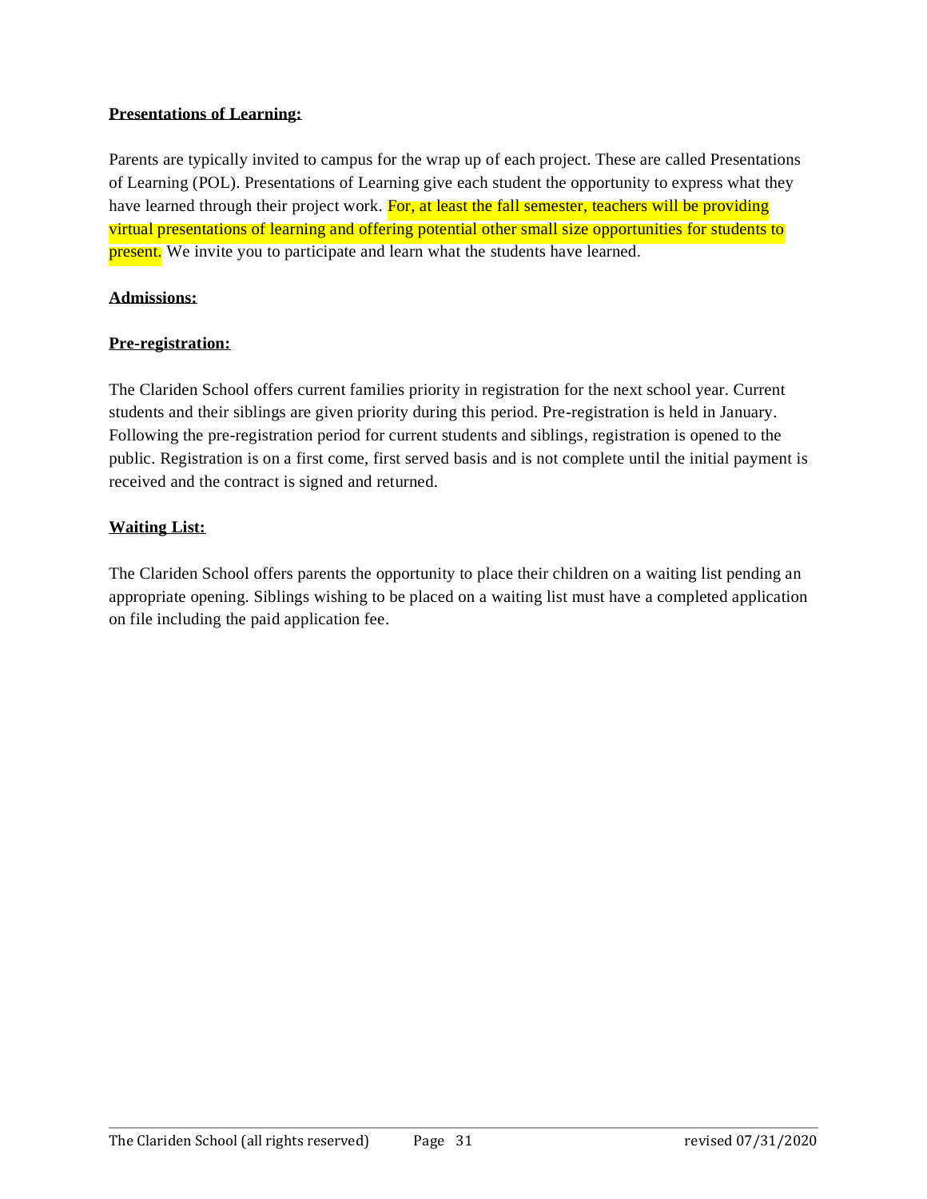**Presentations of Learning:**

Parents are typically invited to campus for the wrap up of each project. These are called Presentations of Learning (POL). Presentations of Learning give each student the opportunity to express what they have learned through their project work. For, at least the fall semester, teachers will be providing virtual presentations of learning and offering potential other small size opportunities for students to present. We invite you to participate and learn what the students have learned.

**Admissions:**

**Pre-registration:**

The Clariden School offers current families priority in registration for the next school year. Current students and their siblings are given priority during this period. Pre-registration is held in January. Following the pre-registration period for current students and siblings, registration is opened to the public. Registration is on a first come, first served basis and is not complete until the initial payment is received and the contract is signed and returned.

**Waiting List:**

The Clariden School offers parents the opportunity to place their children on a waiting list pending an appropriate opening. Siblings wishing to be placed on a waiting list must have a completed application on file including the paid application fee.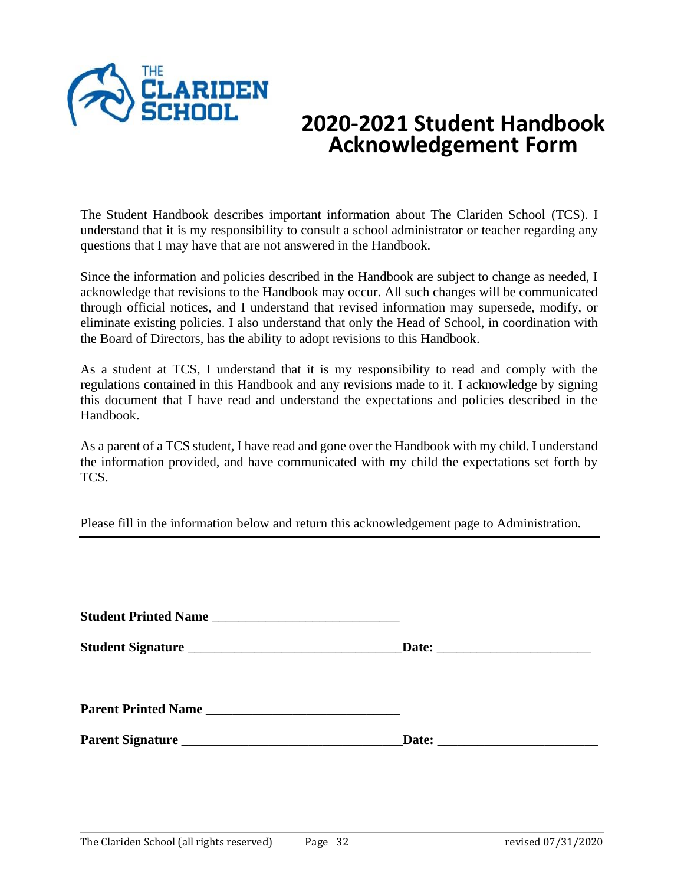THE CLARIDEN SCHOOL

# 2020-2021 Student Handbook Acknowledgement Form

The Student Handbook describes important information about The Clariden School (TCS). I understand that it is my responsibility to consult a school administrator or teacher regarding any questions that I may have that are not answered in the Handbook.

Since the information and policies described in the Handbook are subject to change as needed, I acknowledge that revisions to the Handbook may occur. All such changes will be communicated through official notices, and I understand that revised information may supersede, modify, or eliminate existing policies. I also understand that only the Head of School, in coordination with the Board of Directors, has the ability to adopt revisions to this Handbook.

As a student at TCS, I understand that it is my responsibility to read and comply with the regulations contained in this Handbook and any revisions made to it. I acknowledge by signing this document that I have read and understand the expectations and policies described in the Handbook.

As a parent of a TCS student, I have read and gone over the Handbook with my child. I understand the information provided, and have communicated with my child the expectations set forth by TCS.

Please fill in the information below and return this acknowledgement page to Administration.

---

**Student Printed Name** ____________________________

**Student Signature** ________________________________ **Date:** _______________________

**Parent Printed Name** ____________________________

**Parent Signature** ________________________________ **Date:** _______________________